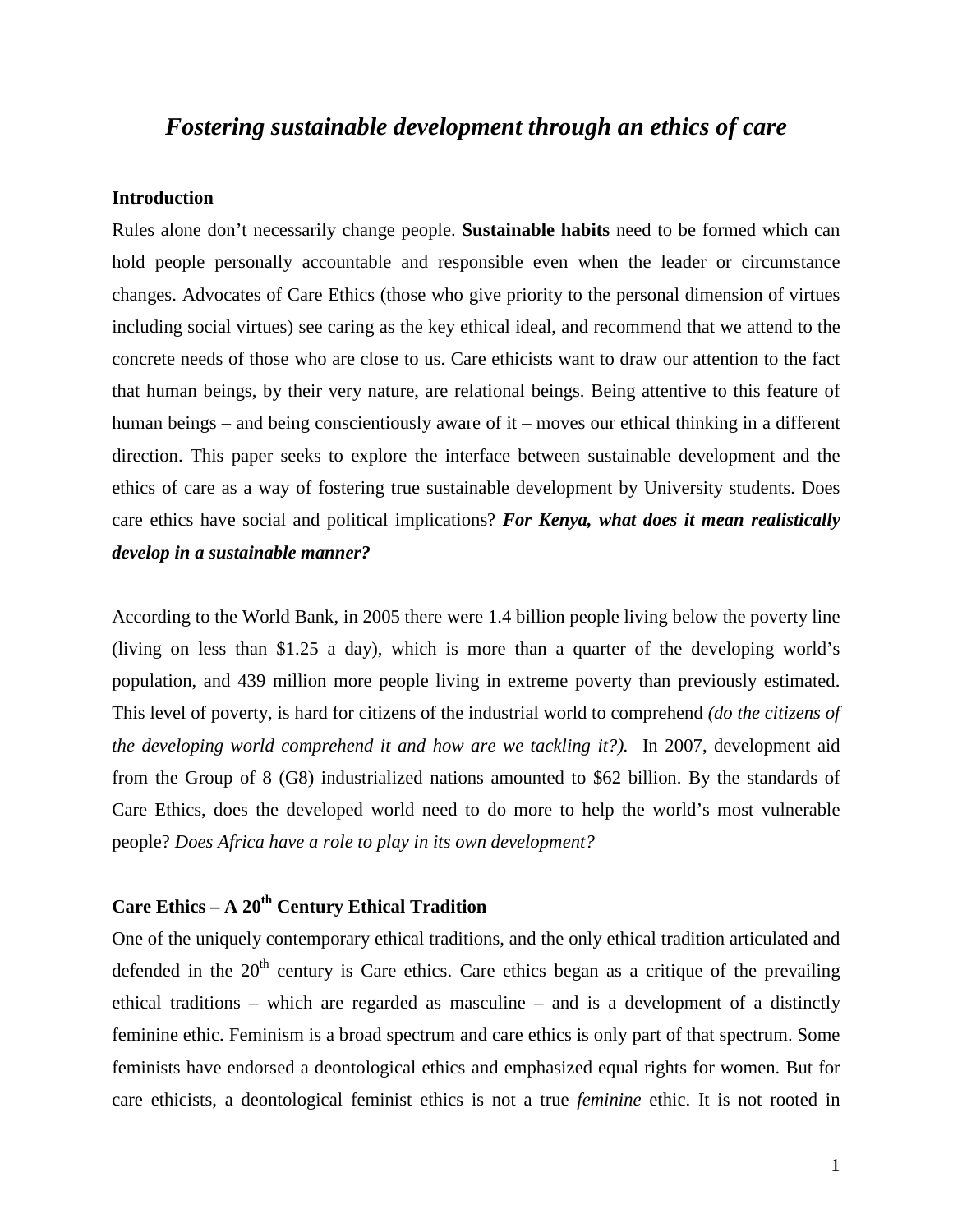# *Fostering sustainable development through an ethics of care*

## Introduction

Rules alone don't necessarily change people. **Sustainable habits** need to be formed which can hold people personally accountable and responsible even when the leader or circumstance changes. Advocates of Care Ethics (those who give priority to the personal dimension of virtues including social virtues) see caring as the key ethical ideal, and recommend that we attend to the concrete needs of those who are close to us. Care ethicists want to draw our attention to the fact that human beings, by their very nature, are relational beings. Being attentive to this feature of human beings – and being conscientiously aware of it – moves our ethical thinking in a different direction. This paper seeks to explore the interface between sustainable development and the ethics of care as a way of fostering true sustainable development by University students. Does care ethics have social and political implications? ***For Kenya, what does it mean realistically develop in a sustainable manner?***

According to the World Bank, in 2005 there were 1.4 billion people living below the poverty line (living on less than $1.25 a day), which is more than a quarter of the developing world's population, and 439 million more people living in extreme poverty than previously estimated. This level of poverty, is hard for citizens of the industrial world to comprehend *(do the citizens of the developing world comprehend it and how are we tackling it?).* In 2007, development aid from the Group of 8 (G8) industrialized nations amounted to $62 billion. By the standards of Care Ethics, does the developed world need to do more to help the world's most vulnerable people? *Does Africa have a role to play in its own development?*

## Care Ethics – A 20th Century Ethical Tradition

One of the uniquely contemporary ethical traditions, and the only ethical tradition articulated and defended in the 20th century is Care ethics. Care ethics began as a critique of the prevailing ethical traditions – which are regarded as masculine – and is a development of a distinctly feminine ethic. Feminism is a broad spectrum and care ethics is only part of that spectrum. Some feminists have endorsed a deontological ethics and emphasized equal rights for women. But for care ethicists, a deontological feminist ethics is not a true *feminine* ethic. It is not rooted in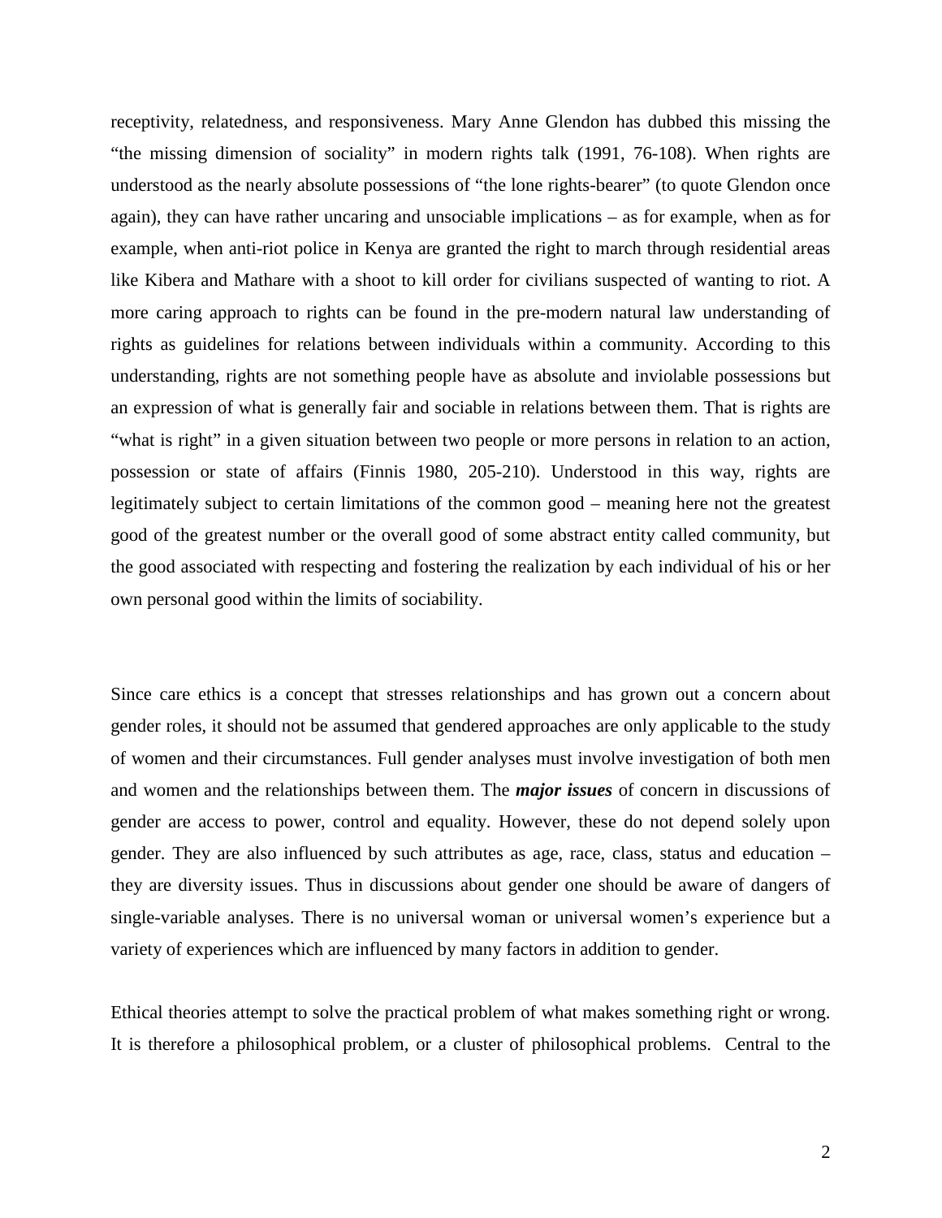receptivity, relatedness, and responsiveness. Mary Anne Glendon has dubbed this missing the "the missing dimension of sociality" in modern rights talk (1991, 76-108). When rights are understood as the nearly absolute possessions of "the lone rights-bearer" (to quote Glendon once again), they can have rather uncaring and unsociable implications – as for example, when as for example, when anti-riot police in Kenya are granted the right to march through residential areas like Kibera and Mathare with a shoot to kill order for civilians suspected of wanting to riot. A more caring approach to rights can be found in the pre-modern natural law understanding of rights as guidelines for relations between individuals within a community. According to this understanding, rights are not something people have as absolute and inviolable possessions but an expression of what is generally fair and sociable in relations between them. That is rights are "what is right" in a given situation between two people or more persons in relation to an action, possession or state of affairs (Finnis 1980, 205-210). Understood in this way, rights are legitimately subject to certain limitations of the common good – meaning here not the greatest good of the greatest number or the overall good of some abstract entity called community, but the good associated with respecting and fostering the realization by each individual of his or her own personal good within the limits of sociability.

Since care ethics is a concept that stresses relationships and has grown out a concern about gender roles, it should not be assumed that gendered approaches are only applicable to the study of women and their circumstances. Full gender analyses must involve investigation of both men and women and the relationships between them. The ***major issues*** of concern in discussions of gender are access to power, control and equality. However, these do not depend solely upon gender. They are also influenced by such attributes as age, race, class, status and education – they are diversity issues. Thus in discussions about gender one should be aware of dangers of single-variable analyses. There is no universal woman or universal women's experience but a variety of experiences which are influenced by many factors in addition to gender.

Ethical theories attempt to solve the practical problem of what makes something right or wrong. It is therefore a philosophical problem, or a cluster of philosophical problems. Central to the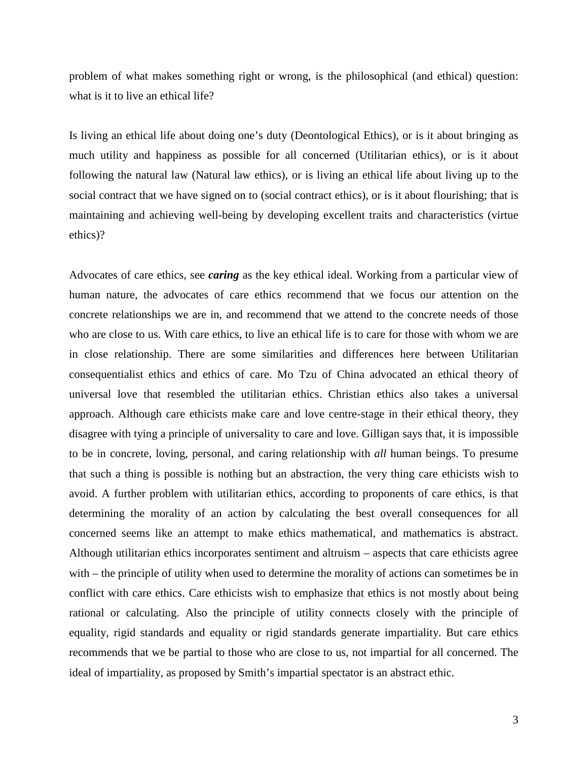problem of what makes something right or wrong, is the philosophical (and ethical) question: what is it to live an ethical life?

Is living an ethical life about doing one's duty (Deontological Ethics), or is it about bringing as much utility and happiness as possible for all concerned (Utilitarian ethics), or is it about following the natural law (Natural law ethics), or is living an ethical life about living up to the social contract that we have signed on to (social contract ethics), or is it about flourishing; that is maintaining and achieving well-being by developing excellent traits and characteristics (virtue ethics)?

Advocates of care ethics, see ***caring*** as the key ethical ideal. Working from a particular view of human nature, the advocates of care ethics recommend that we focus our attention on the concrete relationships we are in, and recommend that we attend to the concrete needs of those who are close to us. With care ethics, to live an ethical life is to care for those with whom we are in close relationship. There are some similarities and differences here between Utilitarian consequentialist ethics and ethics of care. Mo Tzu of China advocated an ethical theory of universal love that resembled the utilitarian ethics. Christian ethics also takes a universal approach. Although care ethicists make care and love centre-stage in their ethical theory, they disagree with tying a principle of universality to care and love. Gilligan says that, it is impossible to be in concrete, loving, personal, and caring relationship with *all* human beings. To presume that such a thing is possible is nothing but an abstraction, the very thing care ethicists wish to avoid. A further problem with utilitarian ethics, according to proponents of care ethics, is that determining the morality of an action by calculating the best overall consequences for all concerned seems like an attempt to make ethics mathematical, and mathematics is abstract. Although utilitarian ethics incorporates sentiment and altruism – aspects that care ethicists agree with – the principle of utility when used to determine the morality of actions can sometimes be in conflict with care ethics. Care ethicists wish to emphasize that ethics is not mostly about being rational or calculating. Also the principle of utility connects closely with the principle of equality, rigid standards and equality or rigid standards generate impartiality. But care ethics recommends that we be partial to those who are close to us, not impartial for all concerned. The ideal of impartiality, as proposed by Smith's impartial spectator is an abstract ethic.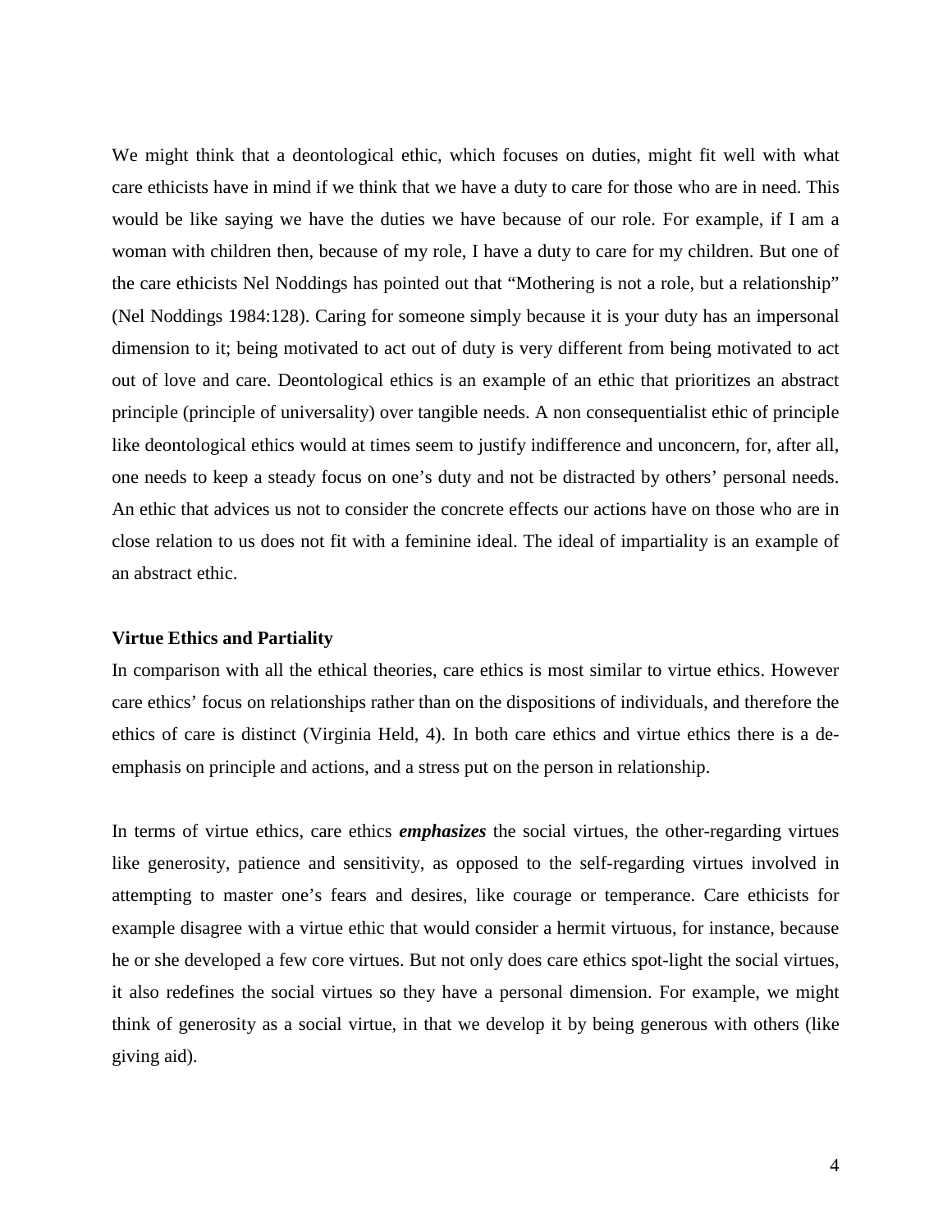We might think that a deontological ethic, which focuses on duties, might fit well with what care ethicists have in mind if we think that we have a duty to care for those who are in need. This would be like saying we have the duties we have because of our role. For example, if I am a woman with children then, because of my role, I have a duty to care for my children. But one of the care ethicists Nel Noddings has pointed out that "Mothering is not a role, but a relationship" (Nel Noddings 1984:128). Caring for someone simply because it is your duty has an impersonal dimension to it; being motivated to act out of duty is very different from being motivated to act out of love and care. Deontological ethics is an example of an ethic that prioritizes an abstract principle (principle of universality) over tangible needs. A non consequentialist ethic of principle like deontological ethics would at times seem to justify indifference and unconcern, for, after all, one needs to keep a steady focus on one's duty and not be distracted by others' personal needs. An ethic that advices us not to consider the concrete effects our actions have on those who are in close relation to us does not fit with a feminine ideal. The ideal of impartiality is an example of an abstract ethic.

**Virtue Ethics and Partiality**

In comparison with all the ethical theories, care ethics is most similar to virtue ethics. However care ethics' focus on relationships rather than on the dispositions of individuals, and therefore the ethics of care is distinct (Virginia Held, 4). In both care ethics and virtue ethics there is a de-emphasis on principle and actions, and a stress put on the person in relationship.

In terms of virtue ethics, care ethics ***emphasizes*** the social virtues, the other-regarding virtues like generosity, patience and sensitivity, as opposed to the self-regarding virtues involved in attempting to master one's fears and desires, like courage or temperance. Care ethicists for example disagree with a virtue ethic that would consider a hermit virtuous, for instance, because he or she developed a few core virtues. But not only does care ethics spot-light the social virtues, it also redefines the social virtues so they have a personal dimension. For example, we might think of generosity as a social virtue, in that we develop it by being generous with others (like giving aid).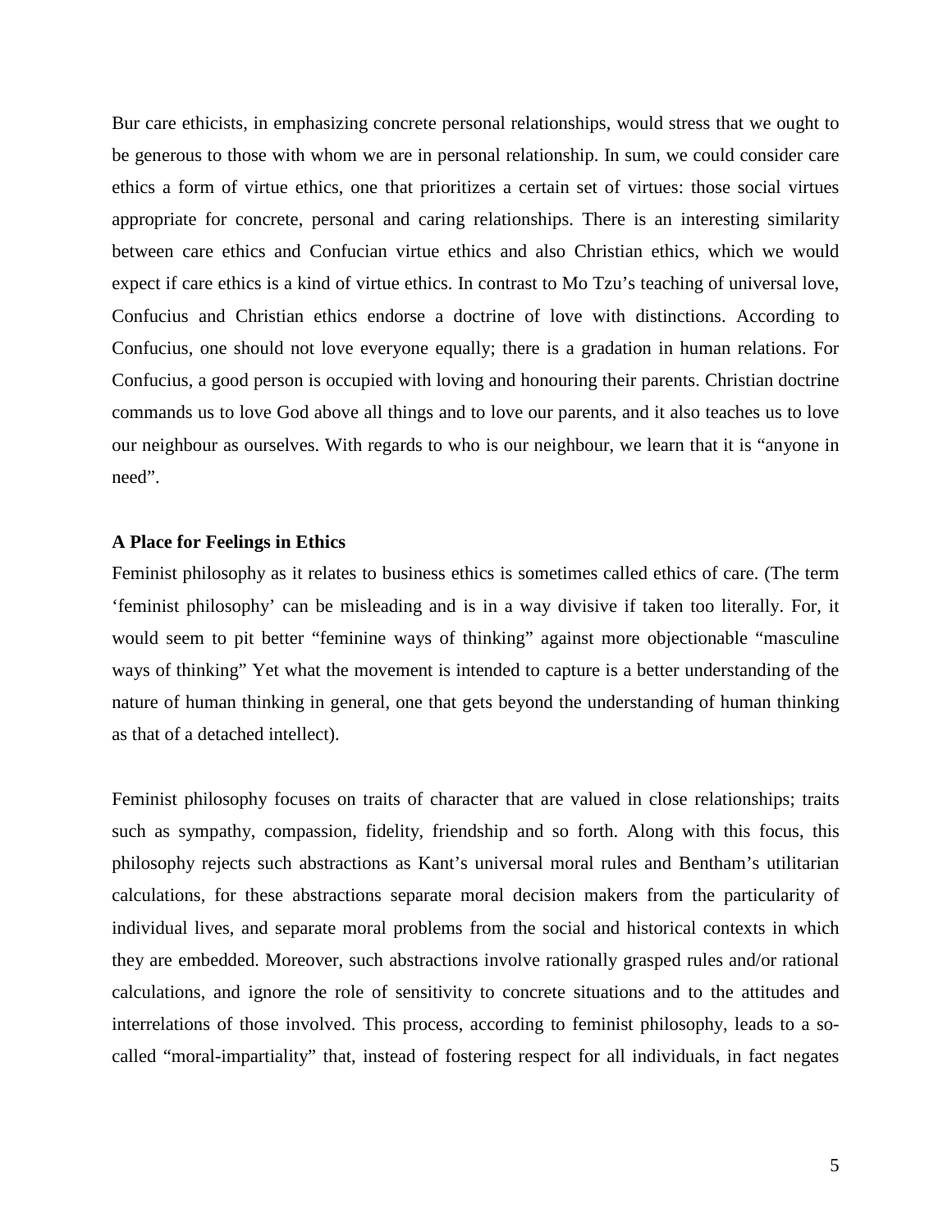Bur care ethicists, in emphasizing concrete personal relationships, would stress that we ought to be generous to those with whom we are in personal relationship. In sum, we could consider care ethics a form of virtue ethics, one that prioritizes a certain set of virtues: those social virtues appropriate for concrete, personal and caring relationships. There is an interesting similarity between care ethics and Confucian virtue ethics and also Christian ethics, which we would expect if care ethics is a kind of virtue ethics. In contrast to Mo Tzu's teaching of universal love, Confucius and Christian ethics endorse a doctrine of love with distinctions. According to Confucius, one should not love everyone equally; there is a gradation in human relations. For Confucius, a good person is occupied with loving and honouring their parents. Christian doctrine commands us to love God above all things and to love our parents, and it also teaches us to love our neighbour as ourselves. With regards to who is our neighbour, we learn that it is "anyone in need".

**A Place for Feelings in Ethics**

Feminist philosophy as it relates to business ethics is sometimes called ethics of care. (The term 'feminist philosophy' can be misleading and is in a way divisive if taken too literally. For, it would seem to pit better "feminine ways of thinking" against more objectionable "masculine ways of thinking" Yet what the movement is intended to capture is a better understanding of the nature of human thinking in general, one that gets beyond the understanding of human thinking as that of a detached intellect).

Feminist philosophy focuses on traits of character that are valued in close relationships; traits such as sympathy, compassion, fidelity, friendship and so forth. Along with this focus, this philosophy rejects such abstractions as Kant's universal moral rules and Bentham's utilitarian calculations, for these abstractions separate moral decision makers from the particularity of individual lives, and separate moral problems from the social and historical contexts in which they are embedded. Moreover, such abstractions involve rationally grasped rules and/or rational calculations, and ignore the role of sensitivity to concrete situations and to the attitudes and interrelations of those involved. This process, according to feminist philosophy, leads to a so-called "moral-impartiality" that, instead of fostering respect for all individuals, in fact negates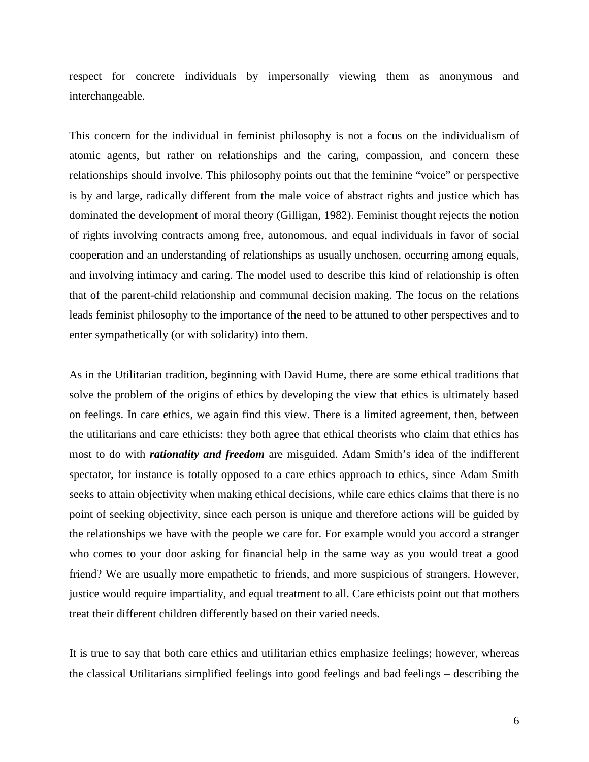respect for concrete individuals by impersonally viewing them as anonymous and interchangeable.

This concern for the individual in feminist philosophy is not a focus on the individualism of atomic agents, but rather on relationships and the caring, compassion, and concern these relationships should involve. This philosophy points out that the feminine "voice" or perspective is by and large, radically different from the male voice of abstract rights and justice which has dominated the development of moral theory (Gilligan, 1982). Feminist thought rejects the notion of rights involving contracts among free, autonomous, and equal individuals in favor of social cooperation and an understanding of relationships as usually unchosen, occurring among equals, and involving intimacy and caring. The model used to describe this kind of relationship is often that of the parent-child relationship and communal decision making. The focus on the relations leads feminist philosophy to the importance of the need to be attuned to other perspectives and to enter sympathetically (or with solidarity) into them.

As in the Utilitarian tradition, beginning with David Hume, there are some ethical traditions that solve the problem of the origins of ethics by developing the view that ethics is ultimately based on feelings. In care ethics, we again find this view. There is a limited agreement, then, between the utilitarians and care ethicists: they both agree that ethical theorists who claim that ethics has most to do with ***rationality and freedom*** are misguided. Adam Smith's idea of the indifferent spectator, for instance is totally opposed to a care ethics approach to ethics, since Adam Smith seeks to attain objectivity when making ethical decisions, while care ethics claims that there is no point of seeking objectivity, since each person is unique and therefore actions will be guided by the relationships we have with the people we care for. For example would you accord a stranger who comes to your door asking for financial help in the same way as you would treat a good friend? We are usually more empathetic to friends, and more suspicious of strangers. However, justice would require impartiality, and equal treatment to all. Care ethicists point out that mothers treat their different children differently based on their varied needs.

It is true to say that both care ethics and utilitarian ethics emphasize feelings; however, whereas the classical Utilitarians simplified feelings into good feelings and bad feelings – describing the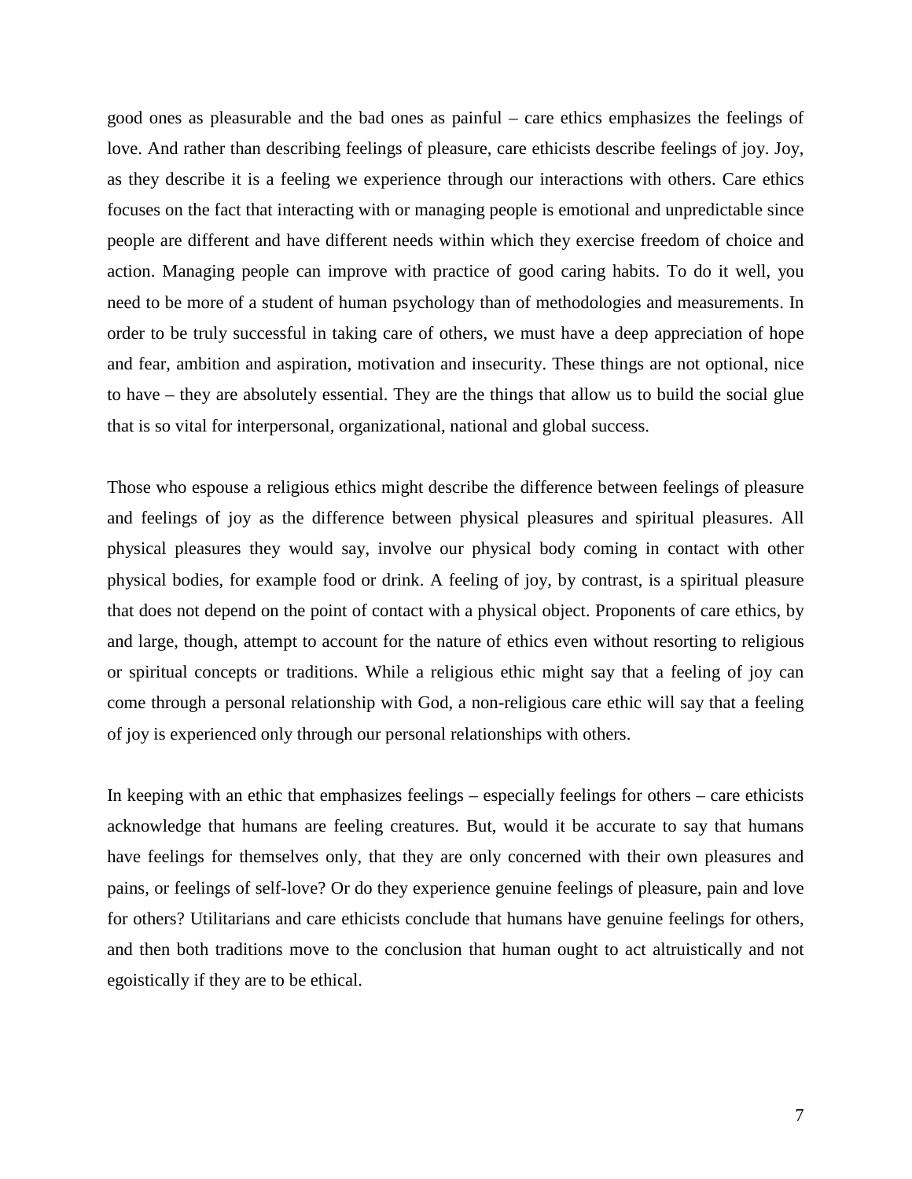good ones as pleasurable and the bad ones as painful – care ethics emphasizes the feelings of love. And rather than describing feelings of pleasure, care ethicists describe feelings of joy. Joy, as they describe it is a feeling we experience through our interactions with others. Care ethics focuses on the fact that interacting with or managing people is emotional and unpredictable since people are different and have different needs within which they exercise freedom of choice and action. Managing people can improve with practice of good caring habits. To do it well, you need to be more of a student of human psychology than of methodologies and measurements. In order to be truly successful in taking care of others, we must have a deep appreciation of hope and fear, ambition and aspiration, motivation and insecurity. These things are not optional, nice to have – they are absolutely essential. They are the things that allow us to build the social glue that is so vital for interpersonal, organizational, national and global success.

Those who espouse a religious ethics might describe the difference between feelings of pleasure and feelings of joy as the difference between physical pleasures and spiritual pleasures. All physical pleasures they would say, involve our physical body coming in contact with other physical bodies, for example food or drink. A feeling of joy, by contrast, is a spiritual pleasure that does not depend on the point of contact with a physical object. Proponents of care ethics, by and large, though, attempt to account for the nature of ethics even without resorting to religious or spiritual concepts or traditions. While a religious ethic might say that a feeling of joy can come through a personal relationship with God, a non-religious care ethic will say that a feeling of joy is experienced only through our personal relationships with others.

In keeping with an ethic that emphasizes feelings – especially feelings for others – care ethicists acknowledge that humans are feeling creatures. But, would it be accurate to say that humans have feelings for themselves only, that they are only concerned with their own pleasures and pains, or feelings of self-love? Or do they experience genuine feelings of pleasure, pain and love for others? Utilitarians and care ethicists conclude that humans have genuine feelings for others, and then both traditions move to the conclusion that human ought to act altruistically and not egoistically if they are to be ethical.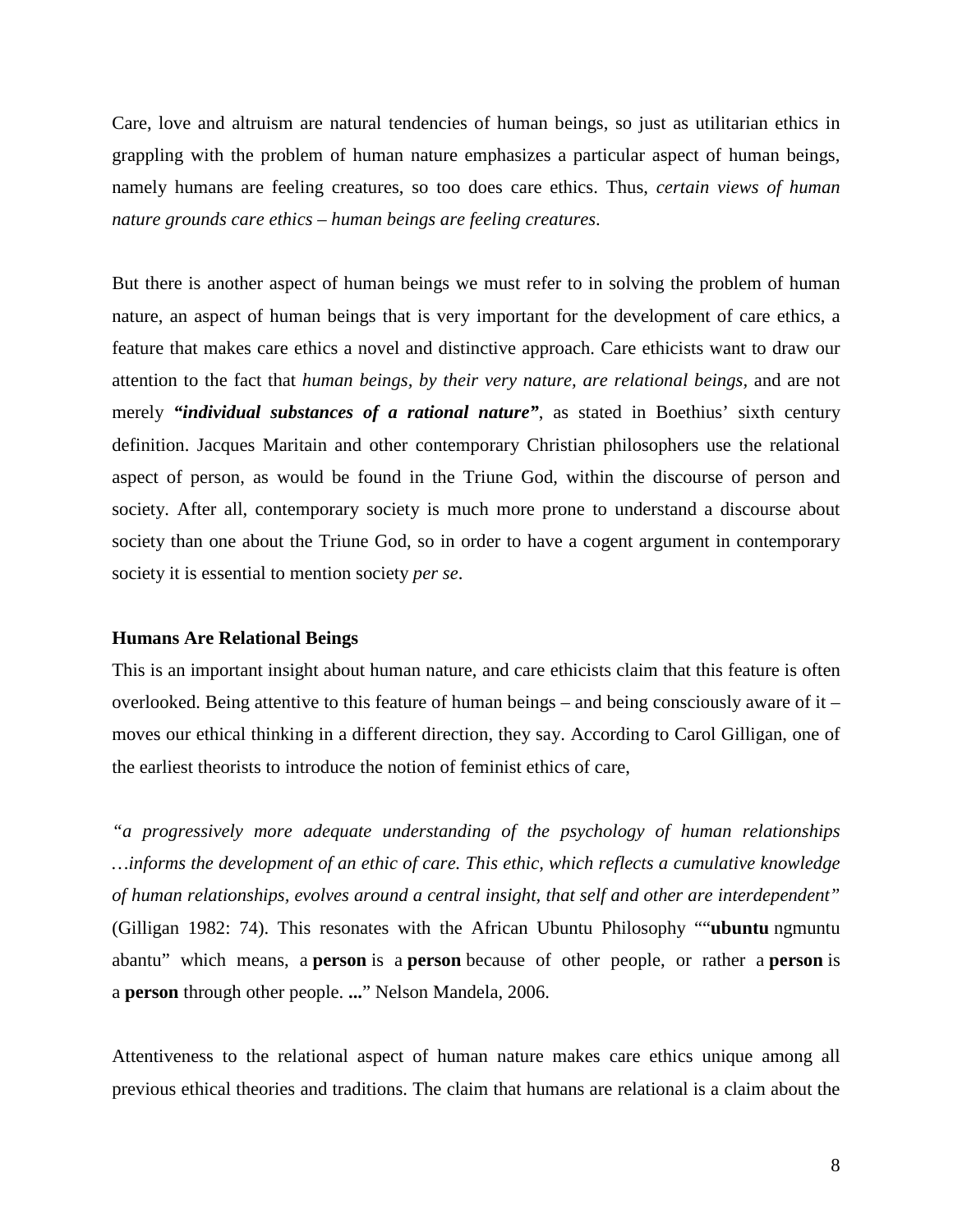Care, love and altruism are natural tendencies of human beings, so just as utilitarian ethics in grappling with the problem of human nature emphasizes a particular aspect of human beings, namely humans are feeling creatures, so too does care ethics. Thus, *certain views of human nature grounds care ethics – human beings are feeling creatures*.

But there is another aspect of human beings we must refer to in solving the problem of human nature, an aspect of human beings that is very important for the development of care ethics, a feature that makes care ethics a novel and distinctive approach. Care ethicists want to draw our attention to the fact that *human beings, by their very nature, are relational beings*, and are not merely ***"individual substances of a rational nature"***, as stated in Boethius' sixth century definition. Jacques Maritain and other contemporary Christian philosophers use the relational aspect of person, as would be found in the Triune God, within the discourse of person and society. After all, contemporary society is much more prone to understand a discourse about society than one about the Triune God, so in order to have a cogent argument in contemporary society it is essential to mention society *per se*.

**Humans Are Relational Beings**

This is an important insight about human nature, and care ethicists claim that this feature is often overlooked. Being attentive to this feature of human beings – and being consciously aware of it – moves our ethical thinking in a different direction, they say. According to Carol Gilligan, one of the earliest theorists to introduce the notion of feminist ethics of care,

*"a progressively more adequate understanding of the psychology of human relationships …informs the development of an ethic of care. This ethic, which reflects a cumulative knowledge of human relationships, evolves around a central insight, that self and other are interdependent"* (Gilligan 1982: 74). This resonates with the African Ubuntu Philosophy ""**ubuntu** ngmuntu abantu" which means, a **person** is a **person** because of other people, or rather a **person** is a **person** through other people. **...**" Nelson Mandela, 2006.

Attentiveness to the relational aspect of human nature makes care ethics unique among all previous ethical theories and traditions. The claim that humans are relational is a claim about the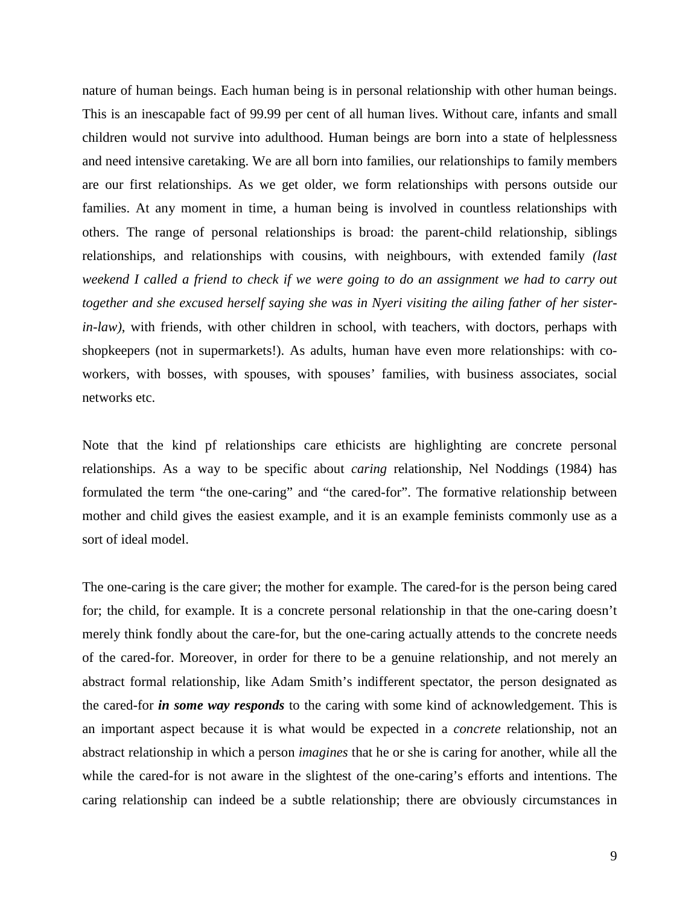nature of human beings. Each human being is in personal relationship with other human beings. This is an inescapable fact of 99.99 per cent of all human lives. Without care, infants and small children would not survive into adulthood. Human beings are born into a state of helplessness and need intensive caretaking. We are all born into families, our relationships to family members are our first relationships. As we get older, we form relationships with persons outside our families. At any moment in time, a human being is involved in countless relationships with others. The range of personal relationships is broad: the parent-child relationship, siblings relationships, and relationships with cousins, with neighbours, with extended family *(last weekend I called a friend to check if we were going to do an assignment we had to carry out together and she excused herself saying she was in Nyeri visiting the ailing father of her sister-in-law)*, with friends, with other children in school, with teachers, with doctors, perhaps with shopkeepers (not in supermarkets!). As adults, human have even more relationships: with co-workers, with bosses, with spouses, with spouses' families, with business associates, social networks etc.

Note that the kind pf relationships care ethicists are highlighting are concrete personal relationships. As a way to be specific about *caring* relationship, Nel Noddings (1984) has formulated the term "the one-caring" and "the cared-for". The formative relationship between mother and child gives the easiest example, and it is an example feminists commonly use as a sort of ideal model.

The one-caring is the care giver; the mother for example. The cared-for is the person being cared for; the child, for example. It is a concrete personal relationship in that the one-caring doesn't merely think fondly about the care-for, but the one-caring actually attends to the concrete needs of the cared-for. Moreover, in order for there to be a genuine relationship, and not merely an abstract formal relationship, like Adam Smith's indifferent spectator, the person designated as the cared-for ***in some way responds*** to the caring with some kind of acknowledgement. This is an important aspect because it is what would be expected in a *concrete* relationship, not an abstract relationship in which a person *imagines* that he or she is caring for another, while all the while the cared-for is not aware in the slightest of the one-caring's efforts and intentions. The caring relationship can indeed be a subtle relationship; there are obviously circumstances in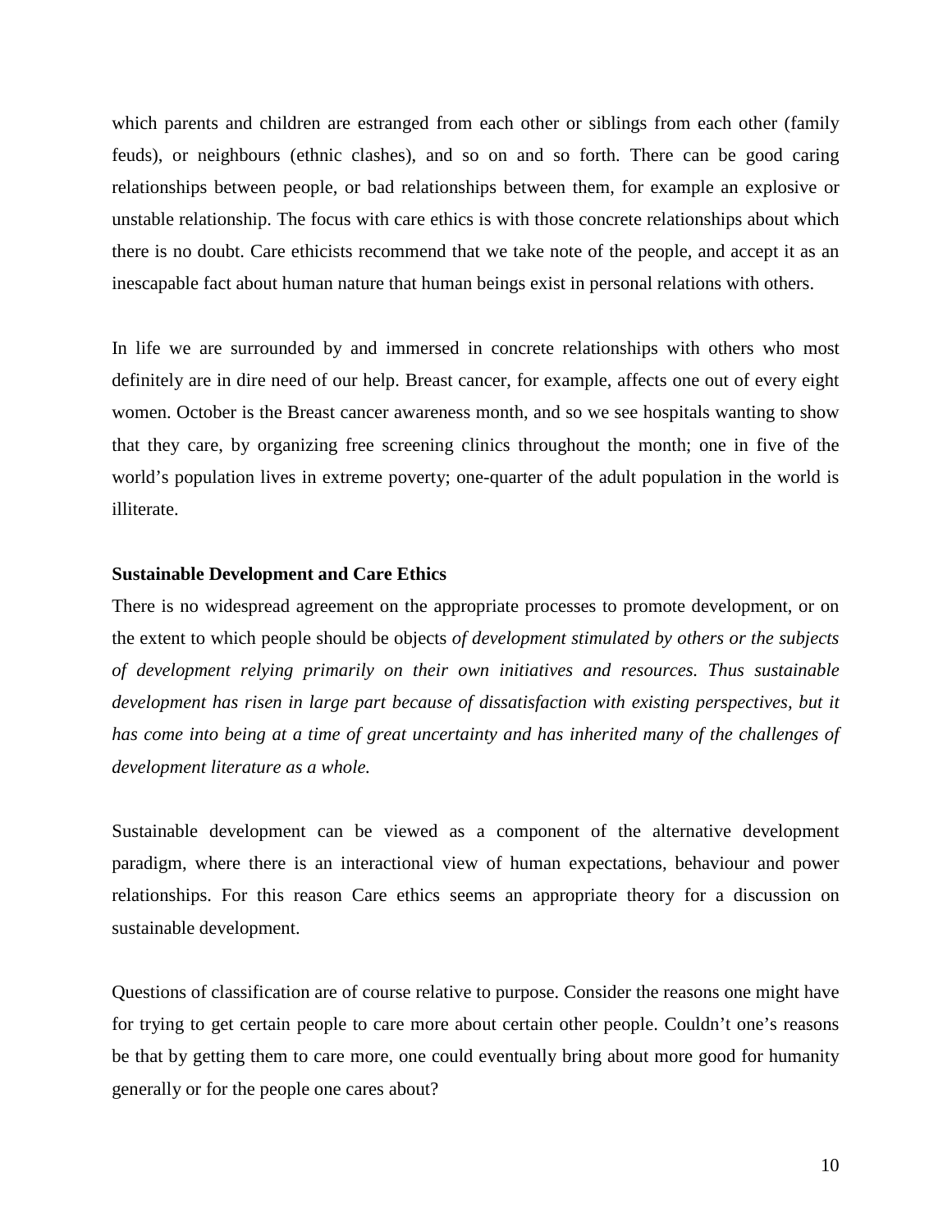which parents and children are estranged from each other or siblings from each other (family feuds), or neighbours (ethnic clashes), and so on and so forth. There can be good caring relationships between people, or bad relationships between them, for example an explosive or unstable relationship. The focus with care ethics is with those concrete relationships about which there is no doubt. Care ethicists recommend that we take note of the people, and accept it as an inescapable fact about human nature that human beings exist in personal relations with others.

In life we are surrounded by and immersed in concrete relationships with others who most definitely are in dire need of our help. Breast cancer, for example, affects one out of every eight women. October is the Breast cancer awareness month, and so we see hospitals wanting to show that they care, by organizing free screening clinics throughout the month; one in five of the world's population lives in extreme poverty; one-quarter of the adult population in the world is illiterate.

**Sustainable Development and Care Ethics**

There is no widespread agreement on the appropriate processes to promote development, or on the extent to which people should be objects *of development stimulated by others or the subjects of development relying primarily on their own initiatives and resources. Thus sustainable development has risen in large part because of dissatisfaction with existing perspectives, but it has come into being at a time of great uncertainty and has inherited many of the challenges of development literature as a whole.*

Sustainable development can be viewed as a component of the alternative development paradigm, where there is an interactional view of human expectations, behaviour and power relationships. For this reason Care ethics seems an appropriate theory for a discussion on sustainable development.

Questions of classification are of course relative to purpose. Consider the reasons one might have for trying to get certain people to care more about certain other people. Couldn't one's reasons be that by getting them to care more, one could eventually bring about more good for humanity generally or for the people one cares about?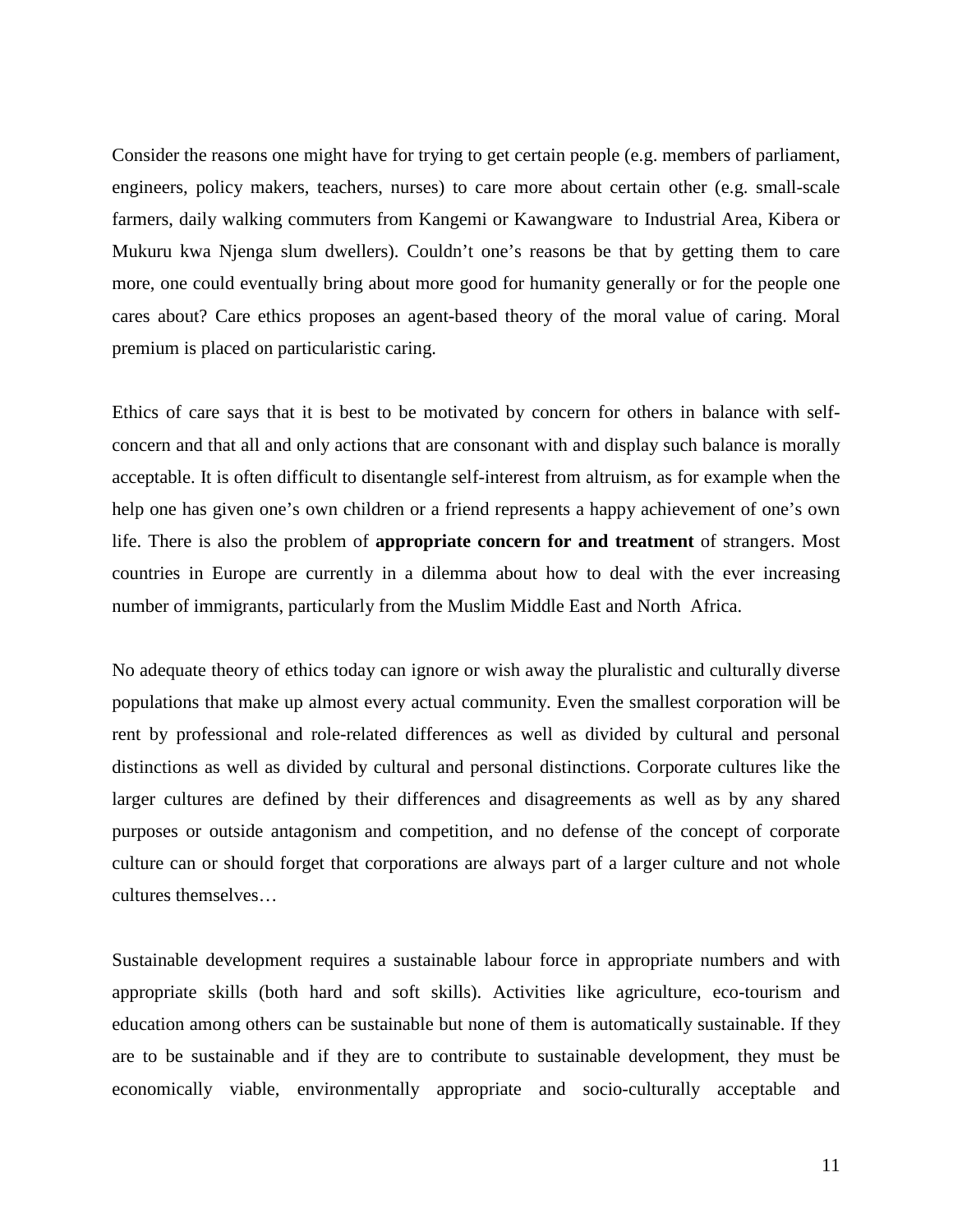Consider the reasons one might have for trying to get certain people (e.g. members of parliament, engineers, policy makers, teachers, nurses) to care more about certain other (e.g. small-scale farmers, daily walking commuters from Kangemi or Kawangware  to Industrial Area, Kibera or Mukuru kwa Njenga slum dwellers). Couldn't one's reasons be that by getting them to care more, one could eventually bring about more good for humanity generally or for the people one cares about? Care ethics proposes an agent-based theory of the moral value of caring. Moral premium is placed on particularistic caring.

Ethics of care says that it is best to be motivated by concern for others in balance with self-concern and that all and only actions that are consonant with and display such balance is morally acceptable. It is often difficult to disentangle self-interest from altruism, as for example when the help one has given one's own children or a friend represents a happy achievement of one's own life. There is also the problem of **appropriate concern for and treatment** of strangers. Most countries in Europe are currently in a dilemma about how to deal with the ever increasing number of immigrants, particularly from the Muslim Middle East and North  Africa.

No adequate theory of ethics today can ignore or wish away the pluralistic and culturally diverse populations that make up almost every actual community. Even the smallest corporation will be rent by professional and role-related differences as well as divided by cultural and personal distinctions as well as divided by cultural and personal distinctions. Corporate cultures like the larger cultures are defined by their differences and disagreements as well as by any shared purposes or outside antagonism and competition, and no defense of the concept of corporate culture can or should forget that corporations are always part of a larger culture and not whole cultures themselves…

Sustainable development requires a sustainable labour force in appropriate numbers and with appropriate skills (both hard and soft skills). Activities like agriculture, eco-tourism and education among others can be sustainable but none of them is automatically sustainable. If they are to be sustainable and if they are to contribute to sustainable development, they must be economically viable, environmentally appropriate and socio-culturally acceptable and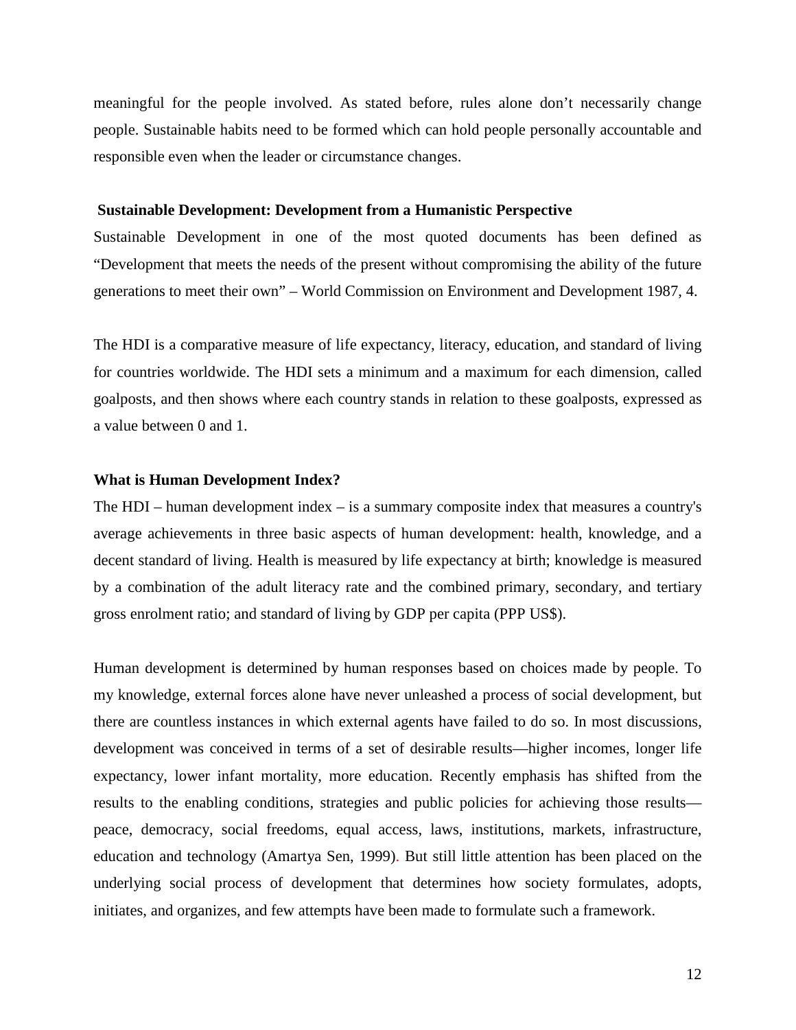meaningful for the people involved. As stated before, rules alone don't necessarily change people. Sustainable habits need to be formed which can hold people personally accountable and responsible even when the leader or circumstance changes.

### Sustainable Development: Development from a Humanistic Perspective

Sustainable Development in one of the most quoted documents has been defined as "Development that meets the needs of the present without compromising the ability of the future generations to meet their own" – World Commission on Environment and Development 1987, 4.

The HDI is a comparative measure of life expectancy, literacy, education, and standard of living for countries worldwide. The HDI sets a minimum and a maximum for each dimension, called goalposts, and then shows where each country stands in relation to these goalposts, expressed as a value between 0 and 1.

### What is Human Development Index?

The HDI – human development index – is a summary composite index that measures a country's average achievements in three basic aspects of human development: health, knowledge, and a decent standard of living. Health is measured by life expectancy at birth; knowledge is measured by a combination of the adult literacy rate and the combined primary, secondary, and tertiary gross enrolment ratio; and standard of living by GDP per capita (PPP US$).

Human development is determined by human responses based on choices made by people. To my knowledge, external forces alone have never unleashed a process of social development, but there are countless instances in which external agents have failed to do so. In most discussions, development was conceived in terms of a set of desirable results—higher incomes, longer life expectancy, lower infant mortality, more education. Recently emphasis has shifted from the results to the enabling conditions, strategies and public policies for achieving those results—peace, democracy, social freedoms, equal access, laws, institutions, markets, infrastructure, education and technology (Amartya Sen, 1999). But still little attention has been placed on the underlying social process of development that determines how society formulates, adopts, initiates, and organizes, and few attempts have been made to formulate such a framework.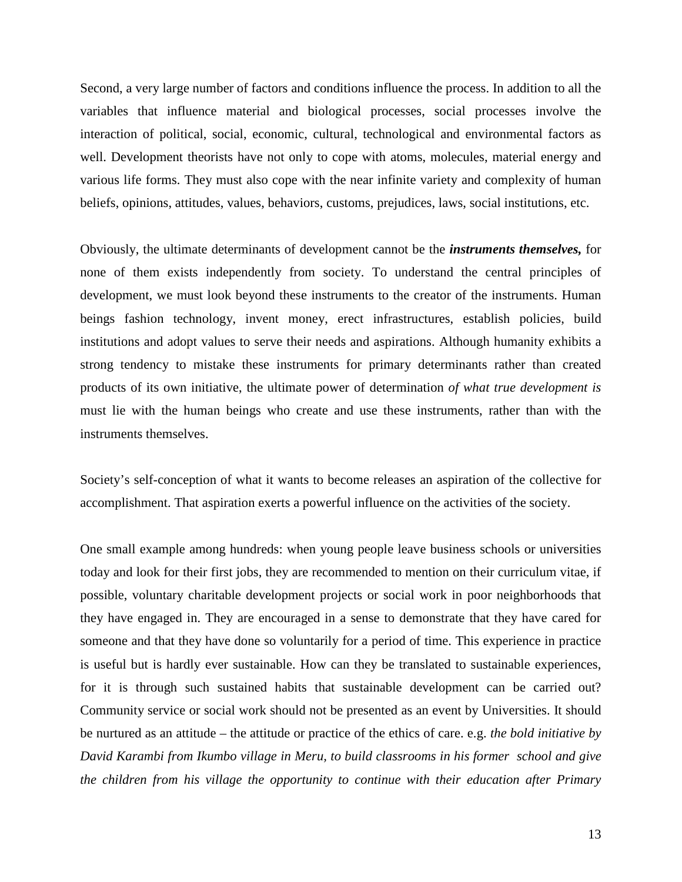Second, a very large number of factors and conditions influence the process. In addition to all the variables that influence material and biological processes, social processes involve the interaction of political, social, economic, cultural, technological and environmental factors as well. Development theorists have not only to cope with atoms, molecules, material energy and various life forms. They must also cope with the near infinite variety and complexity of human beliefs, opinions, attitudes, values, behaviors, customs, prejudices, laws, social institutions, etc.

Obviously, the ultimate determinants of development cannot be the ***instruments themselves,*** for none of them exists independently from society. To understand the central principles of development, we must look beyond these instruments to the creator of the instruments. Human beings fashion technology, invent money, erect infrastructures, establish policies, build institutions and adopt values to serve their needs and aspirations. Although humanity exhibits a strong tendency to mistake these instruments for primary determinants rather than created products of its own initiative, the ultimate power of determination *of what true development is* must lie with the human beings who create and use these instruments, rather than with the instruments themselves.

Society's self-conception of what it wants to become releases an aspiration of the collective for accomplishment. That aspiration exerts a powerful influence on the activities of the society.

One small example among hundreds: when young people leave business schools or universities today and look for their first jobs, they are recommended to mention on their curriculum vitae, if possible, voluntary charitable development projects or social work in poor neighborhoods that they have engaged in. They are encouraged in a sense to demonstrate that they have cared for someone and that they have done so voluntarily for a period of time. This experience in practice is useful but is hardly ever sustainable. How can they be translated to sustainable experiences, for it is through such sustained habits that sustainable development can be carried out? Community service or social work should not be presented as an event by Universities. It should be nurtured as an attitude – the attitude or practice of the ethics of care. e.g. *the bold initiative by David Karambi from Ikumbo village in Meru, to build classrooms in his former school and give the children from his village the opportunity to continue with their education after Primary*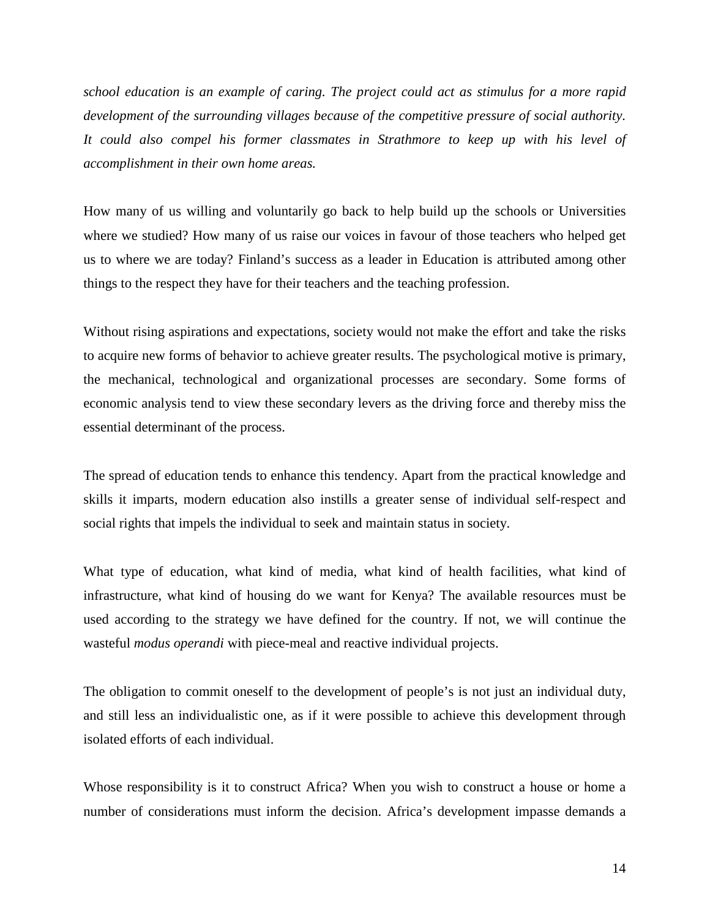*school education is an example of caring. The project could act as stimulus for a more rapid development of the surrounding villages because of the competitive pressure of social authority. It could also compel his former classmates in Strathmore to keep up with his level of accomplishment in their own home areas.*

How many of us willing and voluntarily go back to help build up the schools or Universities where we studied? How many of us raise our voices in favour of those teachers who helped get us to where we are today? Finland's success as a leader in Education is attributed among other things to the respect they have for their teachers and the teaching profession.

Without rising aspirations and expectations, society would not make the effort and take the risks to acquire new forms of behavior to achieve greater results. The psychological motive is primary, the mechanical, technological and organizational processes are secondary. Some forms of economic analysis tend to view these secondary levers as the driving force and thereby miss the essential determinant of the process.

The spread of education tends to enhance this tendency. Apart from the practical knowledge and skills it imparts, modern education also instills a greater sense of individual self-respect and social rights that impels the individual to seek and maintain status in society.

What type of education, what kind of media, what kind of health facilities, what kind of infrastructure, what kind of housing do we want for Kenya? The available resources must be used according to the strategy we have defined for the country. If not, we will continue the wasteful *modus operandi* with piece-meal and reactive individual projects.

The obligation to commit oneself to the development of people's is not just an individual duty, and still less an individualistic one, as if it were possible to achieve this development through isolated efforts of each individual.

Whose responsibility is it to construct Africa? When you wish to construct a house or home a number of considerations must inform the decision. Africa's development impasse demands a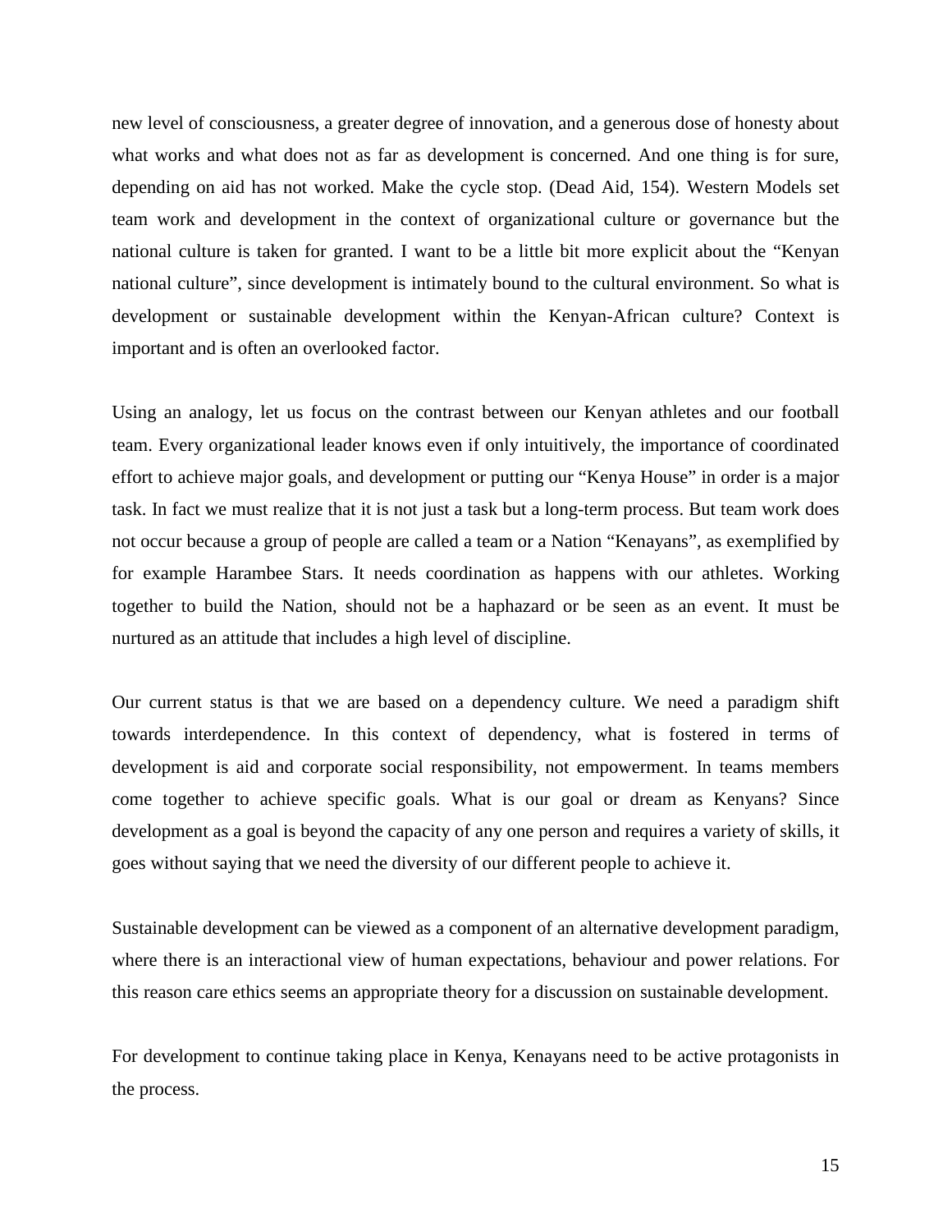new level of consciousness, a greater degree of innovation, and a generous dose of honesty about what works and what does not as far as development is concerned. And one thing is for sure, depending on aid has not worked. Make the cycle stop. (Dead Aid, 154). Western Models set team work and development in the context of organizational culture or governance but the national culture is taken for granted. I want to be a little bit more explicit about the "Kenyan national culture", since development is intimately bound to the cultural environment. So what is development or sustainable development within the Kenyan-African culture? Context is important and is often an overlooked factor.

Using an analogy, let us focus on the contrast between our Kenyan athletes and our football team. Every organizational leader knows even if only intuitively, the importance of coordinated effort to achieve major goals, and development or putting our "Kenya House" in order is a major task. In fact we must realize that it is not just a task but a long-term process. But team work does not occur because a group of people are called a team or a Nation "Kenayans", as exemplified by for example Harambee Stars. It needs coordination as happens with our athletes. Working together to build the Nation, should not be a haphazard or be seen as an event. It must be nurtured as an attitude that includes a high level of discipline.

Our current status is that we are based on a dependency culture. We need a paradigm shift towards interdependence. In this context of dependency, what is fostered in terms of development is aid and corporate social responsibility, not empowerment. In teams members come together to achieve specific goals. What is our goal or dream as Kenyans? Since development as a goal is beyond the capacity of any one person and requires a variety of skills, it goes without saying that we need the diversity of our different people to achieve it.

Sustainable development can be viewed as a component of an alternative development paradigm, where there is an interactional view of human expectations, behaviour and power relations. For this reason care ethics seems an appropriate theory for a discussion on sustainable development.

For development to continue taking place in Kenya, Kenayans need to be active protagonists in the process.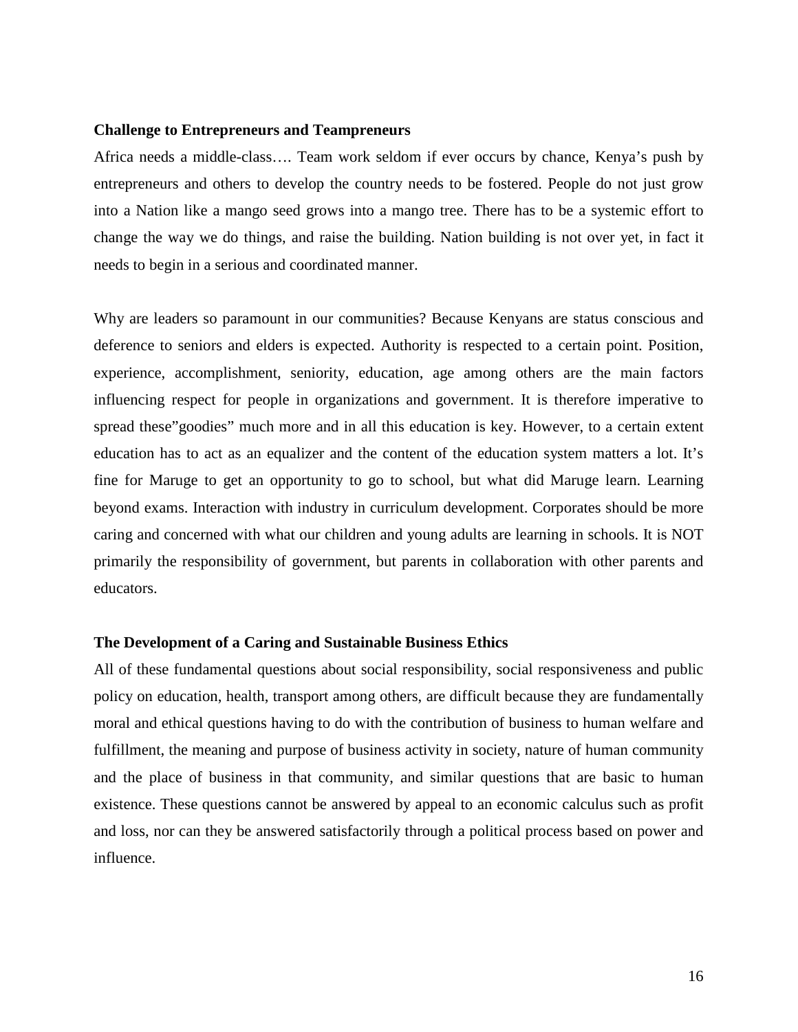**Challenge to Entrepreneurs and Teampreneurs**

Africa needs a middle-class…. Team work seldom if ever occurs by chance, Kenya's push by entrepreneurs and others to develop the country needs to be fostered. People do not just grow into a Nation like a mango seed grows into a mango tree. There has to be a systemic effort to change the way we do things, and raise the building. Nation building is not over yet, in fact it needs to begin in a serious and coordinated manner.

Why are leaders so paramount in our communities? Because Kenyans are status conscious and deference to seniors and elders is expected. Authority is respected to a certain point. Position, experience, accomplishment, seniority, education, age among others are the main factors influencing respect for people in organizations and government. It is therefore imperative to spread these"goodies" much more and in all this education is key. However, to a certain extent education has to act as an equalizer and the content of the education system matters a lot. It's fine for Maruge to get an opportunity to go to school, but what did Maruge learn. Learning beyond exams. Interaction with industry in curriculum development. Corporates should be more caring and concerned with what our children and young adults are learning in schools. It is NOT primarily the responsibility of government, but parents in collaboration with other parents and educators.

**The Development of a Caring and Sustainable Business Ethics**

All of these fundamental questions about social responsibility, social responsiveness and public policy on education, health, transport among others, are difficult because they are fundamentally moral and ethical questions having to do with the contribution of business to human welfare and fulfillment, the meaning and purpose of business activity in society, nature of human community and the place of business in that community, and similar questions that are basic to human existence. These questions cannot be answered by appeal to an economic calculus such as profit and loss, nor can they be answered satisfactorily through a political process based on power and influence.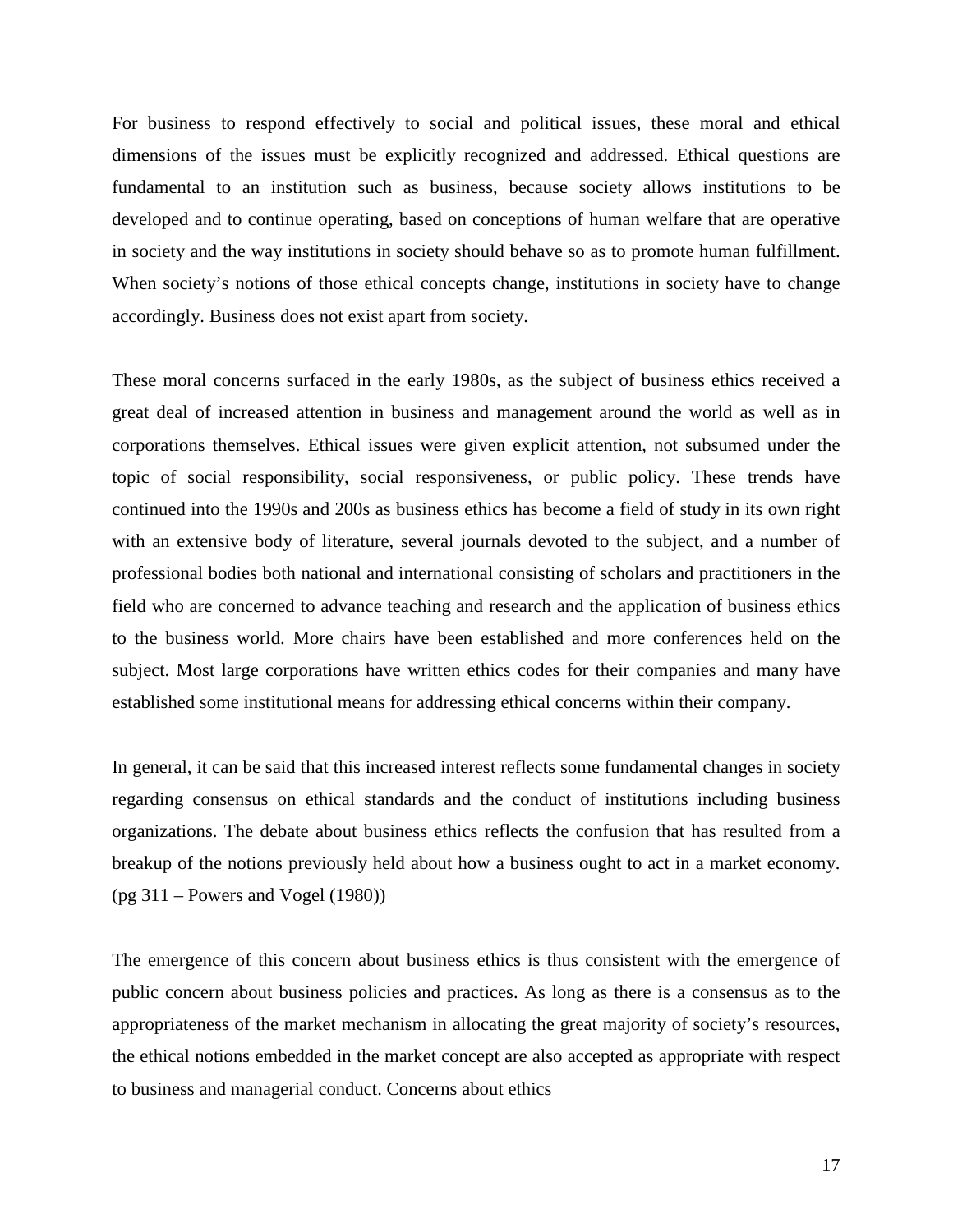For business to respond effectively to social and political issues, these moral and ethical dimensions of the issues must be explicitly recognized and addressed. Ethical questions are fundamental to an institution such as business, because society allows institutions to be developed and to continue operating, based on conceptions of human welfare that are operative in society and the way institutions in society should behave so as to promote human fulfillment. When society's notions of those ethical concepts change, institutions in society have to change accordingly. Business does not exist apart from society.

These moral concerns surfaced in the early 1980s, as the subject of business ethics received a great deal of increased attention in business and management around the world as well as in corporations themselves. Ethical issues were given explicit attention, not subsumed under the topic of social responsibility, social responsiveness, or public policy. These trends have continued into the 1990s and 200s as business ethics has become a field of study in its own right with an extensive body of literature, several journals devoted to the subject, and a number of professional bodies both national and international consisting of scholars and practitioners in the field who are concerned to advance teaching and research and the application of business ethics to the business world. More chairs have been established and more conferences held on the subject. Most large corporations have written ethics codes for their companies and many have established some institutional means for addressing ethical concerns within their company.

In general, it can be said that this increased interest reflects some fundamental changes in society regarding consensus on ethical standards and the conduct of institutions including business organizations. The debate about business ethics reflects the confusion that has resulted from a breakup of the notions previously held about how a business ought to act in a market economy. (pg 311 – Powers and Vogel (1980))

The emergence of this concern about business ethics is thus consistent with the emergence of public concern about business policies and practices. As long as there is a consensus as to the appropriateness of the market mechanism in allocating the great majority of society's resources, the ethical notions embedded in the market concept are also accepted as appropriate with respect to business and managerial conduct. Concerns about ethics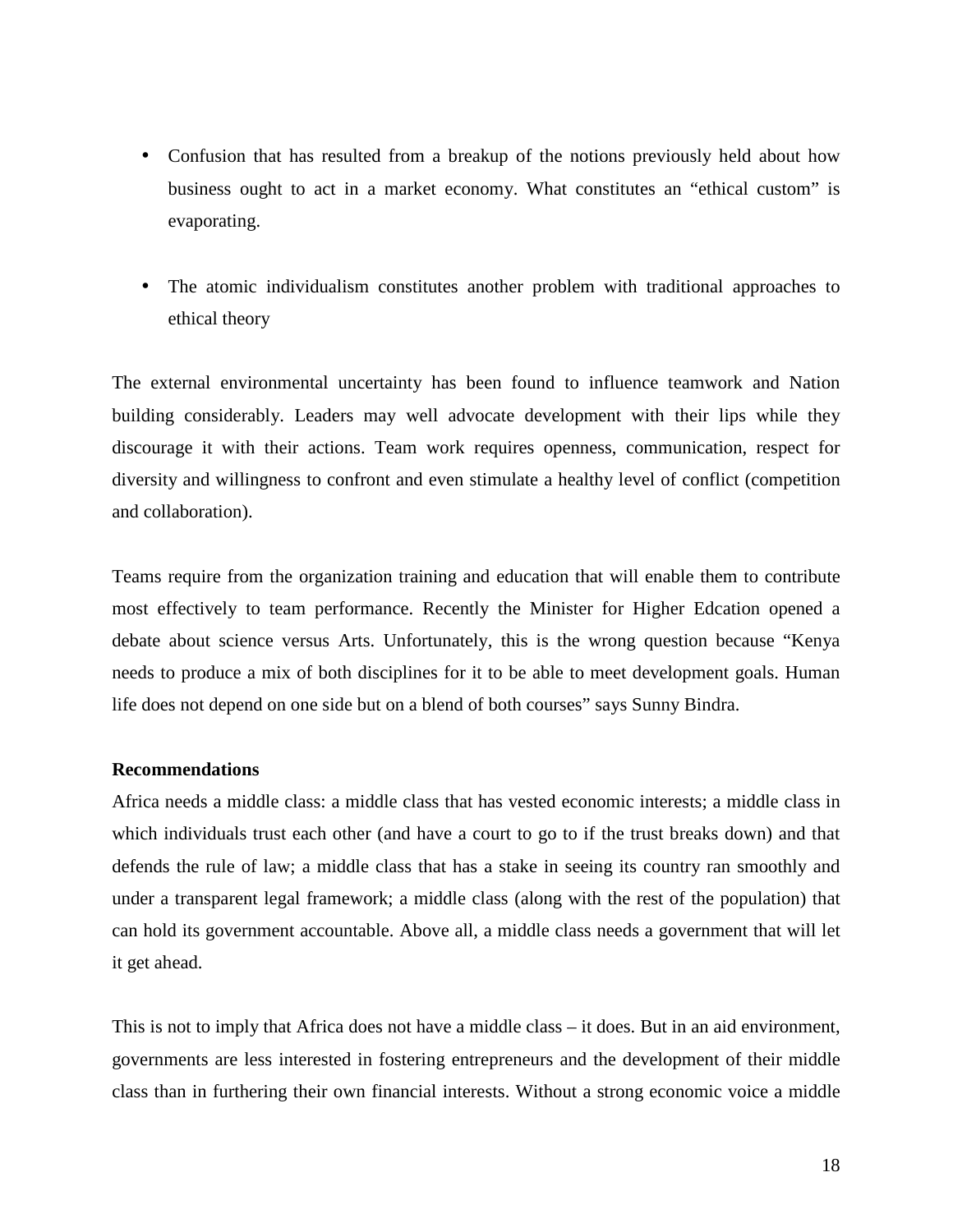- Confusion that has resulted from a breakup of the notions previously held about how business ought to act in a market economy. What constitutes an "ethical custom" is evaporating.

- The atomic individualism constitutes another problem with traditional approaches to ethical theory

The external environmental uncertainty has been found to influence teamwork and Nation building considerably. Leaders may well advocate development with their lips while they discourage it with their actions. Team work requires openness, communication, respect for diversity and willingness to confront and even stimulate a healthy level of conflict (competition and collaboration).

Teams require from the organization training and education that will enable them to contribute most effectively to team performance. Recently the Minister for Higher Edcation opened a debate about science versus Arts. Unfortunately, this is the wrong question because "Kenya needs to produce a mix of both disciplines for it to be able to meet development goals. Human life does not depend on one side but on a blend of both courses" says Sunny Bindra.

**Recommendations**

Africa needs a middle class: a middle class that has vested economic interests; a middle class in which individuals trust each other (and have a court to go to if the trust breaks down) and that defends the rule of law; a middle class that has a stake in seeing its country ran smoothly and under a transparent legal framework; a middle class (along with the rest of the population) that can hold its government accountable. Above all, a middle class needs a government that will let it get ahead.

This is not to imply that Africa does not have a middle class – it does. But in an aid environment, governments are less interested in fostering entrepreneurs and the development of their middle class than in furthering their own financial interests. Without a strong economic voice a middle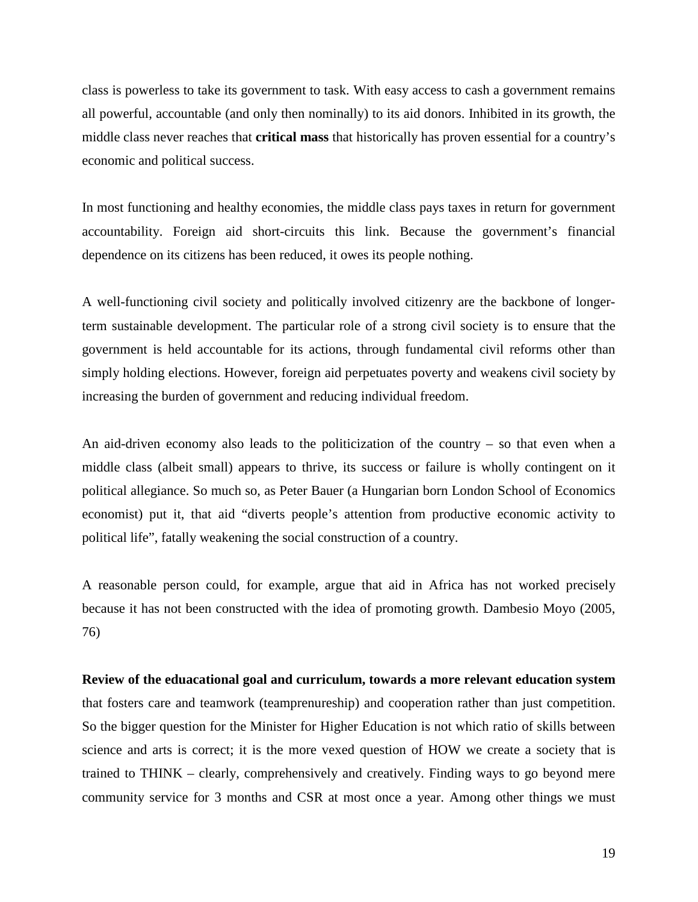class is powerless to take its government to task. With easy access to cash a government remains all powerful, accountable (and only then nominally) to its aid donors. Inhibited in its growth, the middle class never reaches that **critical mass** that historically has proven essential for a country's economic and political success.

In most functioning and healthy economies, the middle class pays taxes in return for government accountability. Foreign aid short-circuits this link. Because the government's financial dependence on its citizens has been reduced, it owes its people nothing.

A well-functioning civil society and politically involved citizenry are the backbone of longer-term sustainable development. The particular role of a strong civil society is to ensure that the government is held accountable for its actions, through fundamental civil reforms other than simply holding elections. However, foreign aid perpetuates poverty and weakens civil society by increasing the burden of government and reducing individual freedom.

An aid-driven economy also leads to the politicization of the country – so that even when a middle class (albeit small) appears to thrive, its success or failure is wholly contingent on it political allegiance. So much so, as Peter Bauer (a Hungarian born London School of Economics economist) put it, that aid "diverts people's attention from productive economic activity to political life", fatally weakening the social construction of a country.

A reasonable person could, for example, argue that aid in Africa has not worked precisely because it has not been constructed with the idea of promoting growth. Dambesio Moyo (2005, 76)

**Review of the eduacational goal and curriculum, towards a more relevant education system** that fosters care and teamwork (teamprenureship) and cooperation rather than just competition. So the bigger question for the Minister for Higher Education is not which ratio of skills between science and arts is correct; it is the more vexed question of HOW we create a society that is trained to THINK – clearly, comprehensively and creatively. Finding ways to go beyond mere community service for 3 months and CSR at most once a year. Among other things we must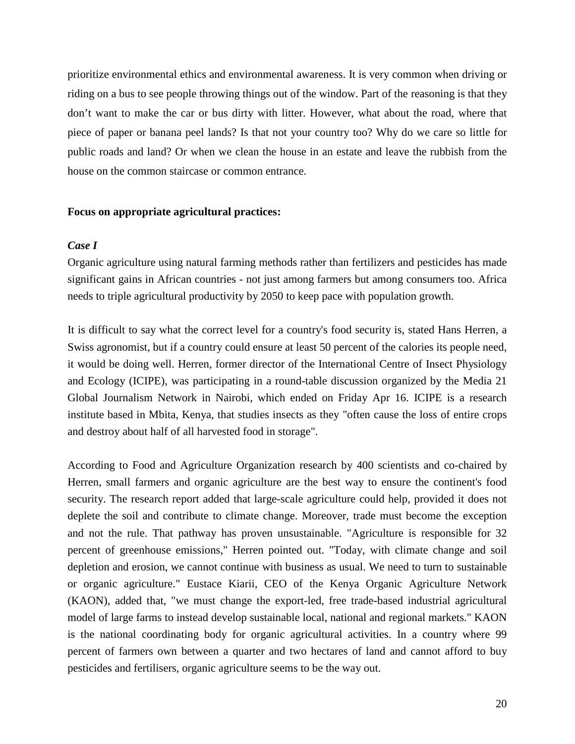prioritize environmental ethics and environmental awareness. It is very common when driving or riding on a bus to see people throwing things out of the window. Part of the reasoning is that they don't want to make the car or bus dirty with litter. However, what about the road, where that piece of paper or banana peel lands? Is that not your country too? Why do we care so little for public roads and land? Or when we clean the house in an estate and leave the rubbish from the house on the common staircase or common entrance.

**Focus on appropriate agricultural practices:**

***Case I***

Organic agriculture using natural farming methods rather than fertilizers and pesticides has made significant gains in African countries - not just among farmers but among consumers too. Africa needs to triple agricultural productivity by 2050 to keep pace with population growth.

It is difficult to say what the correct level for a country's food security is, stated Hans Herren, a Swiss agronomist, but if a country could ensure at least 50 percent of the calories its people need, it would be doing well. Herren, former director of the International Centre of Insect Physiology and Ecology (ICIPE), was participating in a round-table discussion organized by the Media 21 Global Journalism Network in Nairobi, which ended on Friday Apr 16. ICIPE is a research institute based in Mbita, Kenya, that studies insects as they "often cause the loss of entire crops and destroy about half of all harvested food in storage".

According to Food and Agriculture Organization research by 400 scientists and co-chaired by Herren, small farmers and organic agriculture are the best way to ensure the continent's food security. The research report added that large-scale agriculture could help, provided it does not deplete the soil and contribute to climate change. Moreover, trade must become the exception and not the rule. That pathway has proven unsustainable. "Agriculture is responsible for 32 percent of greenhouse emissions," Herren pointed out. "Today, with climate change and soil depletion and erosion, we cannot continue with business as usual. We need to turn to sustainable or organic agriculture." Eustace Kiarii, CEO of the Kenya Organic Agriculture Network (KAON), added that, "we must change the export-led, free trade-based industrial agricultural model of large farms to instead develop sustainable local, national and regional markets." KAON is the national coordinating body for organic agricultural activities. In a country where 99 percent of farmers own between a quarter and two hectares of land and cannot afford to buy pesticides and fertilisers, organic agriculture seems to be the way out.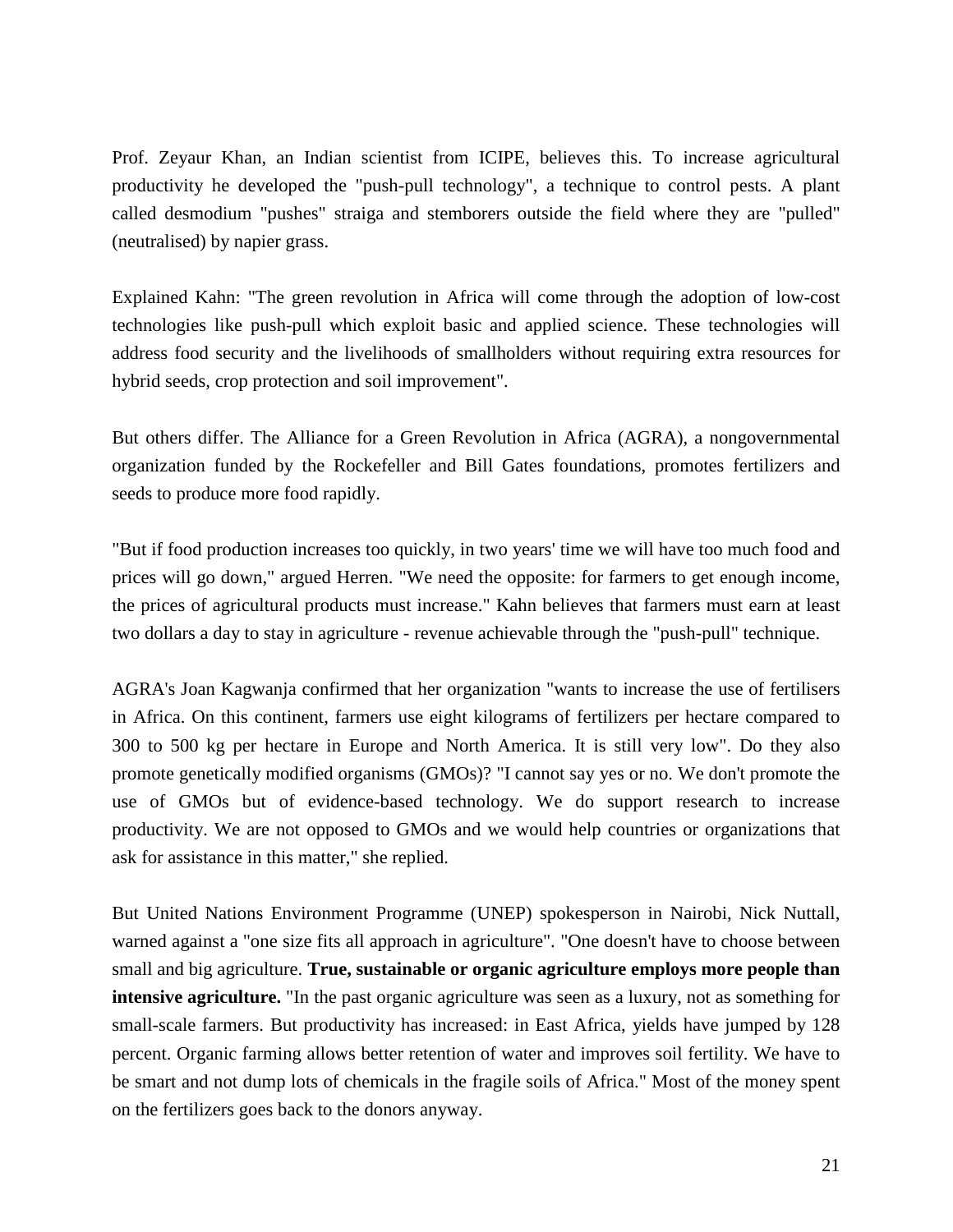Prof. Zeyaur Khan, an Indian scientist from ICIPE, believes this. To increase agricultural productivity he developed the "push-pull technology", a technique to control pests. A plant called desmodium "pushes" straiga and stemborers outside the field where they are "pulled" (neutralised) by napier grass.

Explained Kahn: "The green revolution in Africa will come through the adoption of low-cost technologies like push-pull which exploit basic and applied science. These technologies will address food security and the livelihoods of smallholders without requiring extra resources for hybrid seeds, crop protection and soil improvement".

But others differ. The Alliance for a Green Revolution in Africa (AGRA), a nongovernmental organization funded by the Rockefeller and Bill Gates foundations, promotes fertilizers and seeds to produce more food rapidly.

"But if food production increases too quickly, in two years' time we will have too much food and prices will go down," argued Herren. "We need the opposite: for farmers to get enough income, the prices of agricultural products must increase." Kahn believes that farmers must earn at least two dollars a day to stay in agriculture - revenue achievable through the "push-pull" technique.

AGRA's Joan Kagwanja confirmed that her organization "wants to increase the use of fertilisers in Africa. On this continent, farmers use eight kilograms of fertilizers per hectare compared to 300 to 500 kg per hectare in Europe and North America. It is still very low". Do they also promote genetically modified organisms (GMOs)? "I cannot say yes or no. We don't promote the use of GMOs but of evidence-based technology. We do support research to increase productivity. We are not opposed to GMOs and we would help countries or organizations that ask for assistance in this matter," she replied.

But United Nations Environment Programme (UNEP) spokesperson in Nairobi, Nick Nuttall, warned against a "one size fits all approach in agriculture". "One doesn't have to choose between small and big agriculture. **True, sustainable or organic agriculture employs more people than intensive agriculture.** "In the past organic agriculture was seen as a luxury, not as something for small-scale farmers. But productivity has increased: in East Africa, yields have jumped by 128 percent. Organic farming allows better retention of water and improves soil fertility. We have to be smart and not dump lots of chemicals in the fragile soils of Africa." Most of the money spent on the fertilizers goes back to the donors anyway.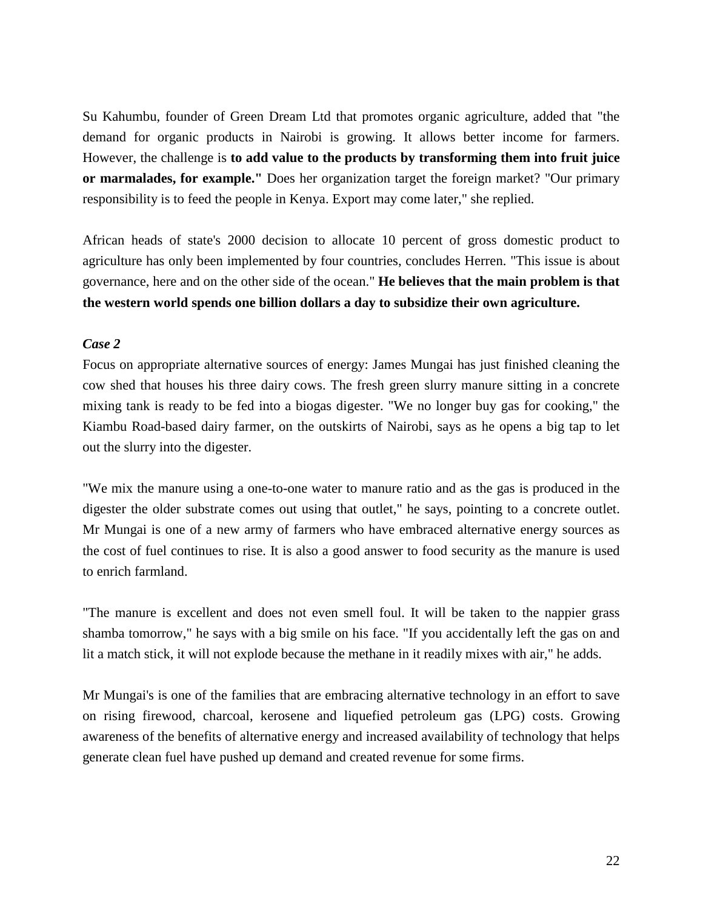Su Kahumbu, founder of Green Dream Ltd that promotes organic agriculture, added that "the demand for organic products in Nairobi is growing. It allows better income for farmers. However, the challenge is **to add value to the products by transforming them into fruit juice or marmalades, for example."** Does her organization target the foreign market? "Our primary responsibility is to feed the people in Kenya. Export may come later," she replied.

African heads of state's 2000 decision to allocate 10 percent of gross domestic product to agriculture has only been implemented by four countries, concludes Herren. "This issue is about governance, here and on the other side of the ocean." **He believes that the main problem is that the western world spends one billion dollars a day to subsidize their own agriculture.**

***Case 2***

Focus on appropriate alternative sources of energy: James Mungai has just finished cleaning the cow shed that houses his three dairy cows. The fresh green slurry manure sitting in a concrete mixing tank is ready to be fed into a biogas digester. "We no longer buy gas for cooking," the Kiambu Road-based dairy farmer, on the outskirts of Nairobi, says as he opens a big tap to let out the slurry into the digester.

"We mix the manure using a one-to-one water to manure ratio and as the gas is produced in the digester the older substrate comes out using that outlet," he says, pointing to a concrete outlet. Mr Mungai is one of a new army of farmers who have embraced alternative energy sources as the cost of fuel continues to rise. It is also a good answer to food security as the manure is used to enrich farmland.

"The manure is excellent and does not even smell foul. It will be taken to the nappier grass shamba tomorrow," he says with a big smile on his face. "If you accidentally left the gas on and lit a match stick, it will not explode because the methane in it readily mixes with air," he adds.

Mr Mungai's is one of the families that are embracing alternative technology in an effort to save on rising firewood, charcoal, kerosene and liquefied petroleum gas (LPG) costs. Growing awareness of the benefits of alternative energy and increased availability of technology that helps generate clean fuel have pushed up demand and created revenue for some firms.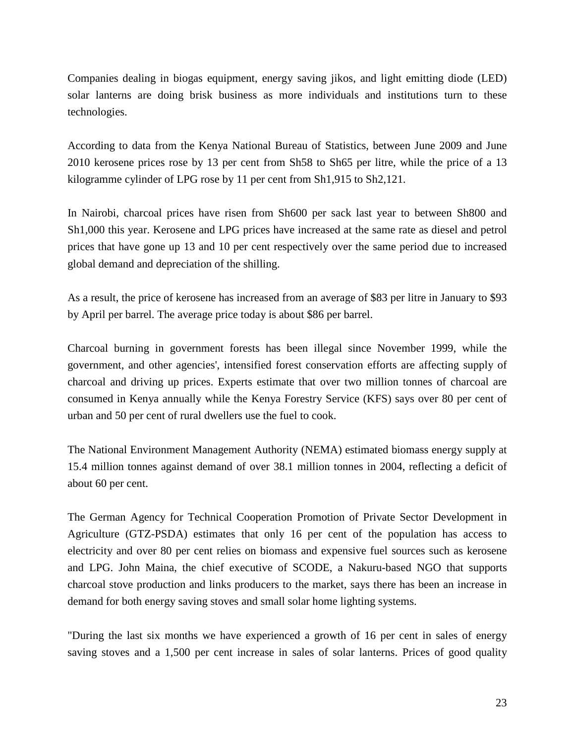Companies dealing in biogas equipment, energy saving jikos, and light emitting diode (LED) solar lanterns are doing brisk business as more individuals and institutions turn to these technologies.

According to data from the Kenya National Bureau of Statistics, between June 2009 and June 2010 kerosene prices rose by 13 per cent from Sh58 to Sh65 per litre, while the price of a 13 kilogramme cylinder of LPG rose by 11 per cent from Sh1,915 to Sh2,121.

In Nairobi, charcoal prices have risen from Sh600 per sack last year to between Sh800 and Sh1,000 this year. Kerosene and LPG prices have increased at the same rate as diesel and petrol prices that have gone up 13 and 10 per cent respectively over the same period due to increased global demand and depreciation of the shilling.

As a result, the price of kerosene has increased from an average of $83 per litre in January to $93 by April per barrel. The average price today is about $86 per barrel.

Charcoal burning in government forests has been illegal since November 1999, while the government, and other agencies', intensified forest conservation efforts are affecting supply of charcoal and driving up prices. Experts estimate that over two million tonnes of charcoal are consumed in Kenya annually while the Kenya Forestry Service (KFS) says over 80 per cent of urban and 50 per cent of rural dwellers use the fuel to cook.

The National Environment Management Authority (NEMA) estimated biomass energy supply at 15.4 million tonnes against demand of over 38.1 million tonnes in 2004, reflecting a deficit of about 60 per cent.

The German Agency for Technical Cooperation Promotion of Private Sector Development in Agriculture (GTZ-PSDA) estimates that only 16 per cent of the population has access to electricity and over 80 per cent relies on biomass and expensive fuel sources such as kerosene and LPG. John Maina, the chief executive of SCODE, a Nakuru-based NGO that supports charcoal stove production and links producers to the market, says there has been an increase in demand for both energy saving stoves and small solar home lighting systems.

"During the last six months we have experienced a growth of 16 per cent in sales of energy saving stoves and a 1,500 per cent increase in sales of solar lanterns. Prices of good quality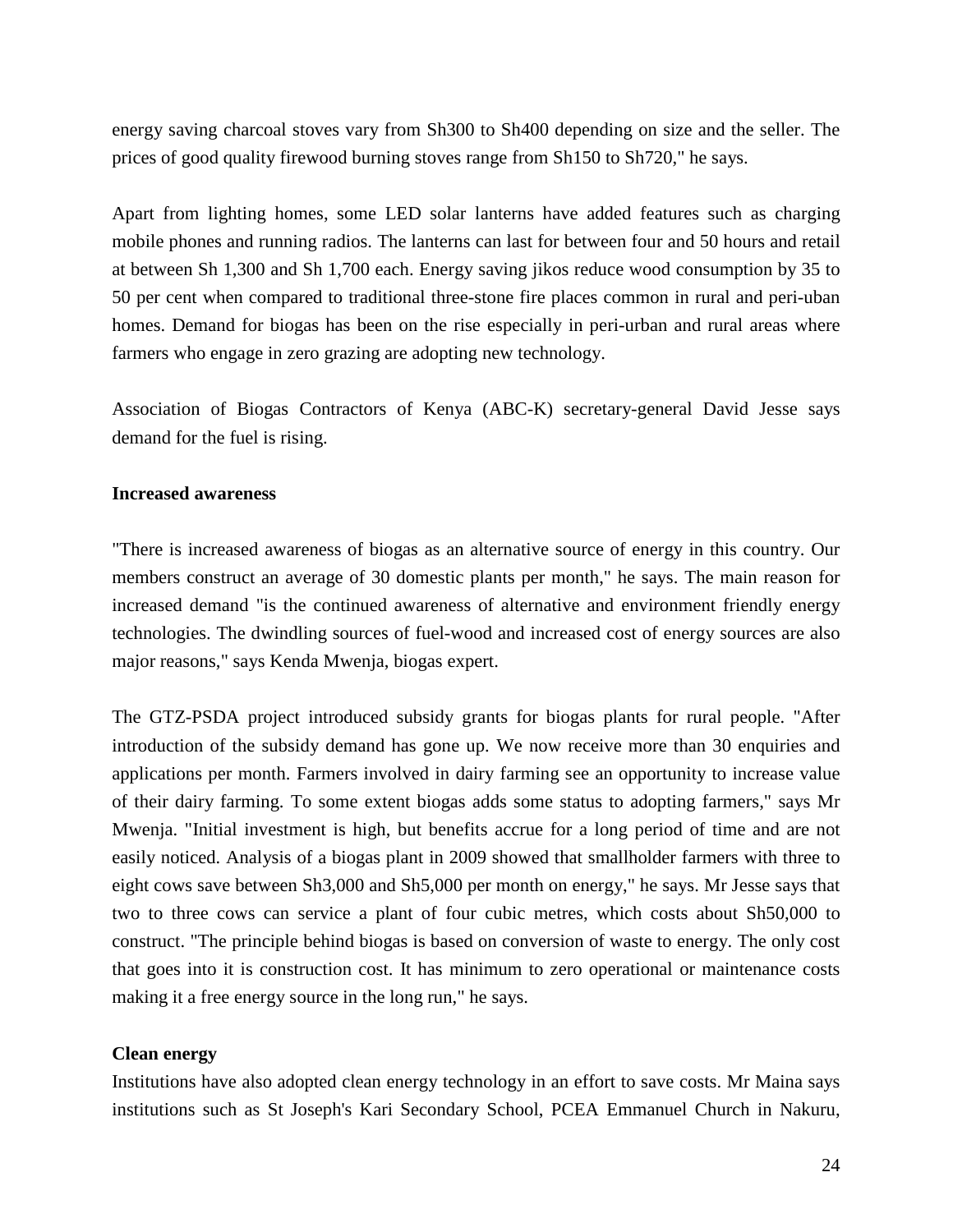energy saving charcoal stoves vary from Sh300 to Sh400 depending on size and the seller. The prices of good quality firewood burning stoves range from Sh150 to Sh720," he says.

Apart from lighting homes, some LED solar lanterns have added features such as charging mobile phones and running radios. The lanterns can last for between four and 50 hours and retail at between Sh 1,300 and Sh 1,700 each. Energy saving jikos reduce wood consumption by 35 to 50 per cent when compared to traditional three-stone fire places common in rural and peri-uban homes. Demand for biogas has been on the rise especially in peri-urban and rural areas where farmers who engage in zero grazing are adopting new technology.

Association of Biogas Contractors of Kenya (ABC-K) secretary-general David Jesse says demand for the fuel is rising.

**Increased awareness**

"There is increased awareness of biogas as an alternative source of energy in this country. Our members construct an average of 30 domestic plants per month," he says. The main reason for increased demand "is the continued awareness of alternative and environment friendly energy technologies. The dwindling sources of fuel-wood and increased cost of energy sources are also major reasons," says Kenda Mwenja, biogas expert.

The GTZ-PSDA project introduced subsidy grants for biogas plants for rural people. "After introduction of the subsidy demand has gone up. We now receive more than 30 enquiries and applications per month. Farmers involved in dairy farming see an opportunity to increase value of their dairy farming. To some extent biogas adds some status to adopting farmers," says Mr Mwenja. "Initial investment is high, but benefits accrue for a long period of time and are not easily noticed. Analysis of a biogas plant in 2009 showed that smallholder farmers with three to eight cows save between Sh3,000 and Sh5,000 per month on energy," he says. Mr Jesse says that two to three cows can service a plant of four cubic metres, which costs about Sh50,000 to construct. "The principle behind biogas is based on conversion of waste to energy. The only cost that goes into it is construction cost. It has minimum to zero operational or maintenance costs making it a free energy source in the long run," he says.

**Clean energy**

Institutions have also adopted clean energy technology in an effort to save costs. Mr Maina says institutions such as St Joseph's Kari Secondary School, PCEA Emmanuel Church in Nakuru,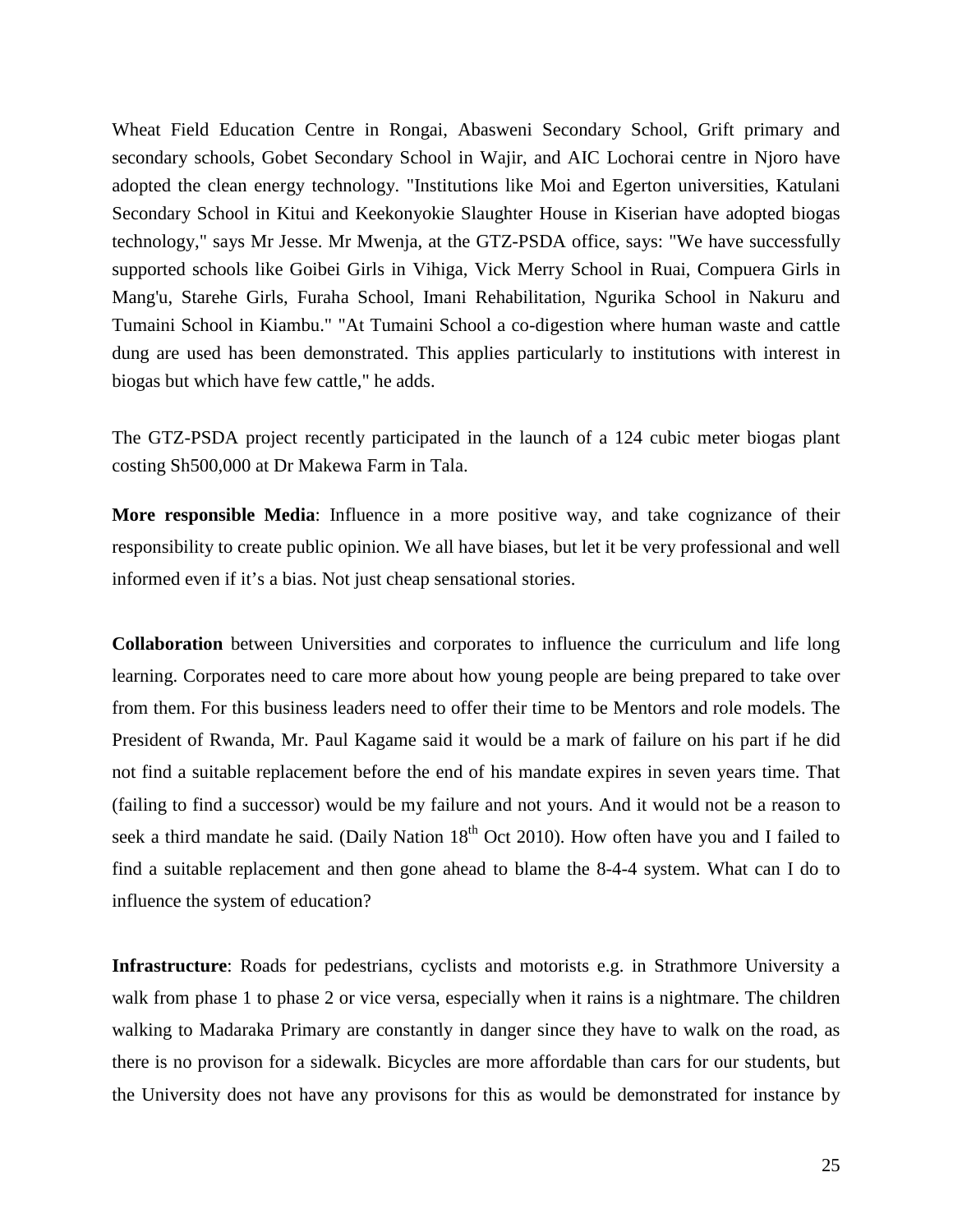Wheat Field Education Centre in Rongai, Abasweni Secondary School, Grift primary and secondary schools, Gobet Secondary School in Wajir, and AIC Lochorai centre in Njoro have adopted the clean energy technology. "Institutions like Moi and Egerton universities, Katulani Secondary School in Kitui and Keekonyokie Slaughter House in Kiserian have adopted biogas technology," says Mr Jesse. Mr Mwenja, at the GTZ-PSDA office, says: "We have successfully supported schools like Goibei Girls in Vihiga, Vick Merry School in Ruai, Compuera Girls in Mang'u, Starehe Girls, Furaha School, Imani Rehabilitation, Ngurika School in Nakuru and Tumaini School in Kiambu." "At Tumaini School a co-digestion where human waste and cattle dung are used has been demonstrated. This applies particularly to institutions with interest in biogas but which have few cattle," he adds.

The GTZ-PSDA project recently participated in the launch of a 124 cubic meter biogas plant costing Sh500,000 at Dr Makewa Farm in Tala.

**More responsible Media**: Influence in a more positive way, and take cognizance of their responsibility to create public opinion. We all have biases, but let it be very professional and well informed even if it's a bias. Not just cheap sensational stories.

**Collaboration** between Universities and corporates to influence the curriculum and life long learning. Corporates need to care more about how young people are being prepared to take over from them. For this business leaders need to offer their time to be Mentors and role models. The President of Rwanda, Mr. Paul Kagame said it would be a mark of failure on his part if he did not find a suitable replacement before the end of his mandate expires in seven years time. That (failing to find a successor) would be my failure and not yours. And it would not be a reason to seek a third mandate he said. (Daily Nation 18th Oct 2010). How often have you and I failed to find a suitable replacement and then gone ahead to blame the 8-4-4 system. What can I do to influence the system of education?

**Infrastructure**: Roads for pedestrians, cyclists and motorists e.g. in Strathmore University a walk from phase 1 to phase 2 or vice versa, especially when it rains is a nightmare. The children walking to Madaraka Primary are constantly in danger since they have to walk on the road, as there is no provison for a sidewalk. Bicycles are more affordable than cars for our students, but the University does not have any provisons for this as would be demonstrated for instance by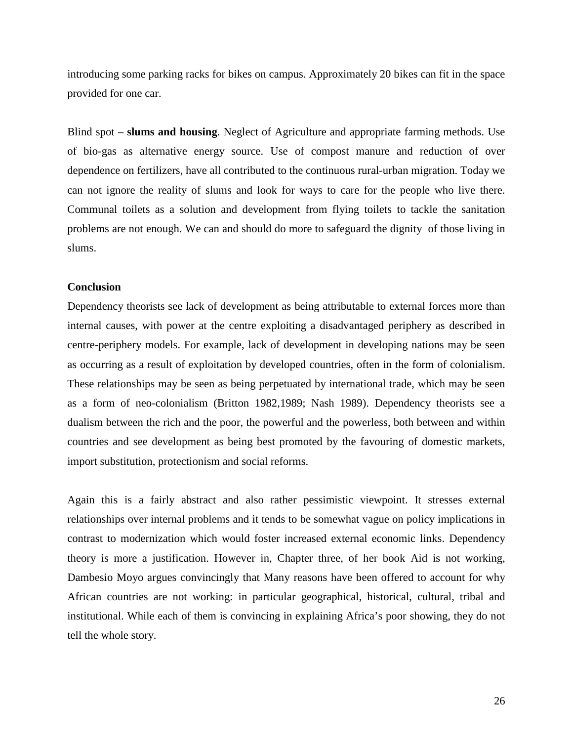introducing some parking racks for bikes on campus. Approximately 20 bikes can fit in the space provided for one car.

Blind spot – **slums and housing**. Neglect of Agriculture and appropriate farming methods. Use of bio-gas as alternative energy source. Use of compost manure and reduction of over dependence on fertilizers, have all contributed to the continuous rural-urban migration. Today we can not ignore the reality of slums and look for ways to care for the people who live there. Communal toilets as a solution and development from flying toilets to tackle the sanitation problems are not enough. We can and should do more to safeguard the dignity of those living in slums.

**Conclusion**

Dependency theorists see lack of development as being attributable to external forces more than internal causes, with power at the centre exploiting a disadvantaged periphery as described in centre-periphery models. For example, lack of development in developing nations may be seen as occurring as a result of exploitation by developed countries, often in the form of colonialism. These relationships may be seen as being perpetuated by international trade, which may be seen as a form of neo-colonialism (Britton 1982,1989; Nash 1989). Dependency theorists see a dualism between the rich and the poor, the powerful and the powerless, both between and within countries and see development as being best promoted by the favouring of domestic markets, import substitution, protectionism and social reforms.

Again this is a fairly abstract and also rather pessimistic viewpoint. It stresses external relationships over internal problems and it tends to be somewhat vague on policy implications in contrast to modernization which would foster increased external economic links. Dependency theory is more a justification. However in, Chapter three, of her book Aid is not working, Dambesio Moyo argues convincingly that Many reasons have been offered to account for why African countries are not working: in particular geographical, historical, cultural, tribal and institutional. While each of them is convincing in explaining Africa's poor showing, they do not tell the whole story.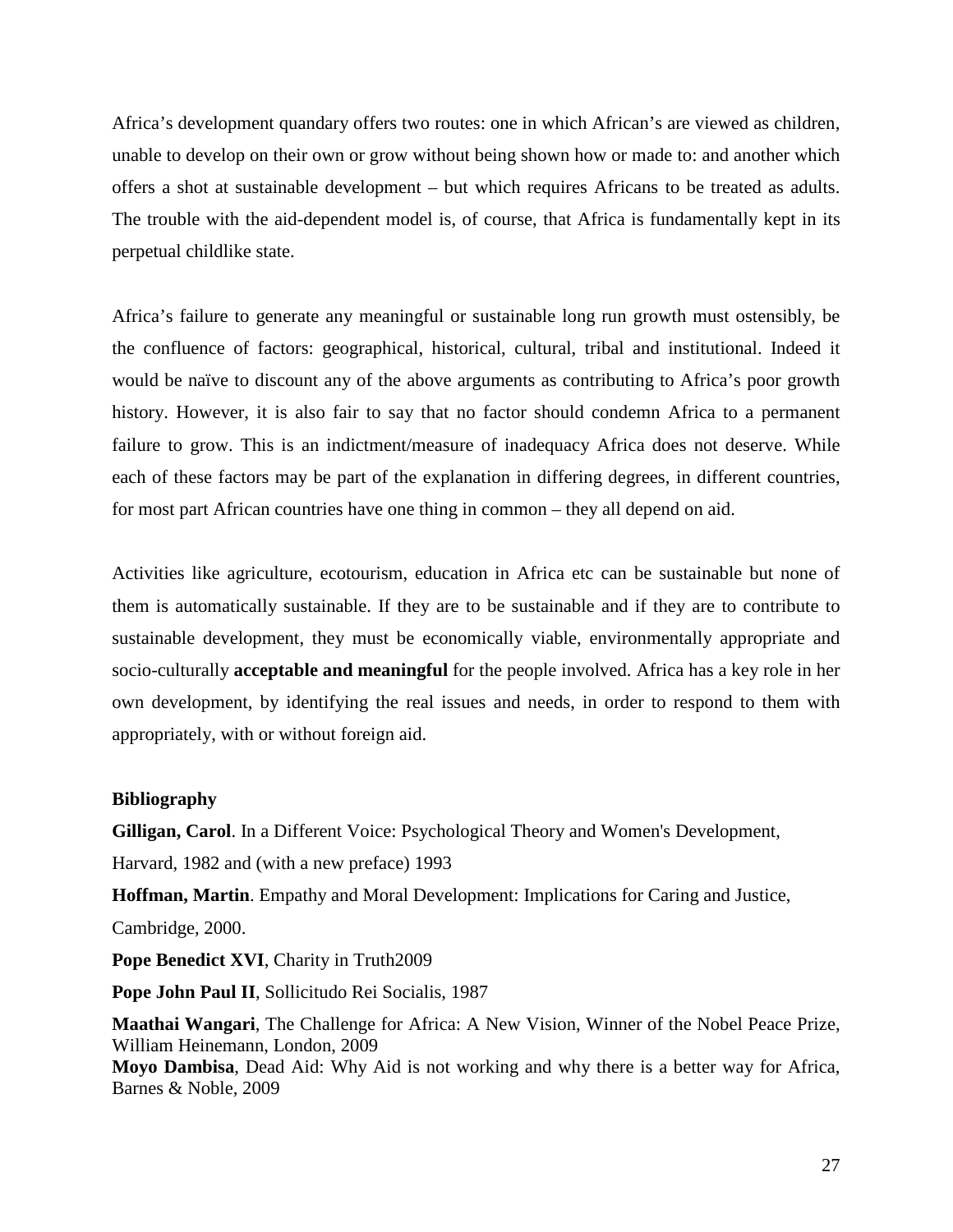Africa's development quandary offers two routes: one in which African's are viewed as children, unable to develop on their own or grow without being shown how or made to: and another which offers a shot at sustainable development – but which requires Africans to be treated as adults. The trouble with the aid-dependent model is, of course, that Africa is fundamentally kept in its perpetual childlike state.

Africa's failure to generate any meaningful or sustainable long run growth must ostensibly, be the confluence of factors: geographical, historical, cultural, tribal and institutional. Indeed it would be naïve to discount any of the above arguments as contributing to Africa's poor growth history. However, it is also fair to say that no factor should condemn Africa to a permanent failure to grow. This is an indictment/measure of inadequacy Africa does not deserve. While each of these factors may be part of the explanation in differing degrees, in different countries, for most part African countries have one thing in common – they all depend on aid.

Activities like agriculture, ecotourism, education in Africa etc can be sustainable but none of them is automatically sustainable. If they are to be sustainable and if they are to contribute to sustainable development, they must be economically viable, environmentally appropriate and socio-culturally **acceptable and meaningful** for the people involved. Africa has a key role in her own development, by identifying the real issues and needs, in order to respond to them with appropriately, with or without foreign aid.

**Bibliography**

**Gilligan, Carol**. In a Different Voice: Psychological Theory and Women's Development, Harvard, 1982 and (with a new preface) 1993

**Hoffman, Martin**. Empathy and Moral Development: Implications for Caring and Justice, Cambridge, 2000.

**Pope Benedict XVI**, Charity in Truth2009

**Pope John Paul II**, Sollicitudo Rei Socialis, 1987

**Maathai Wangari**, The Challenge for Africa: A New Vision, Winner of the Nobel Peace Prize, William Heinemann, London, 2009

**Moyo Dambisa**, Dead Aid: Why Aid is not working and why there is a better way for Africa, Barnes & Noble, 2009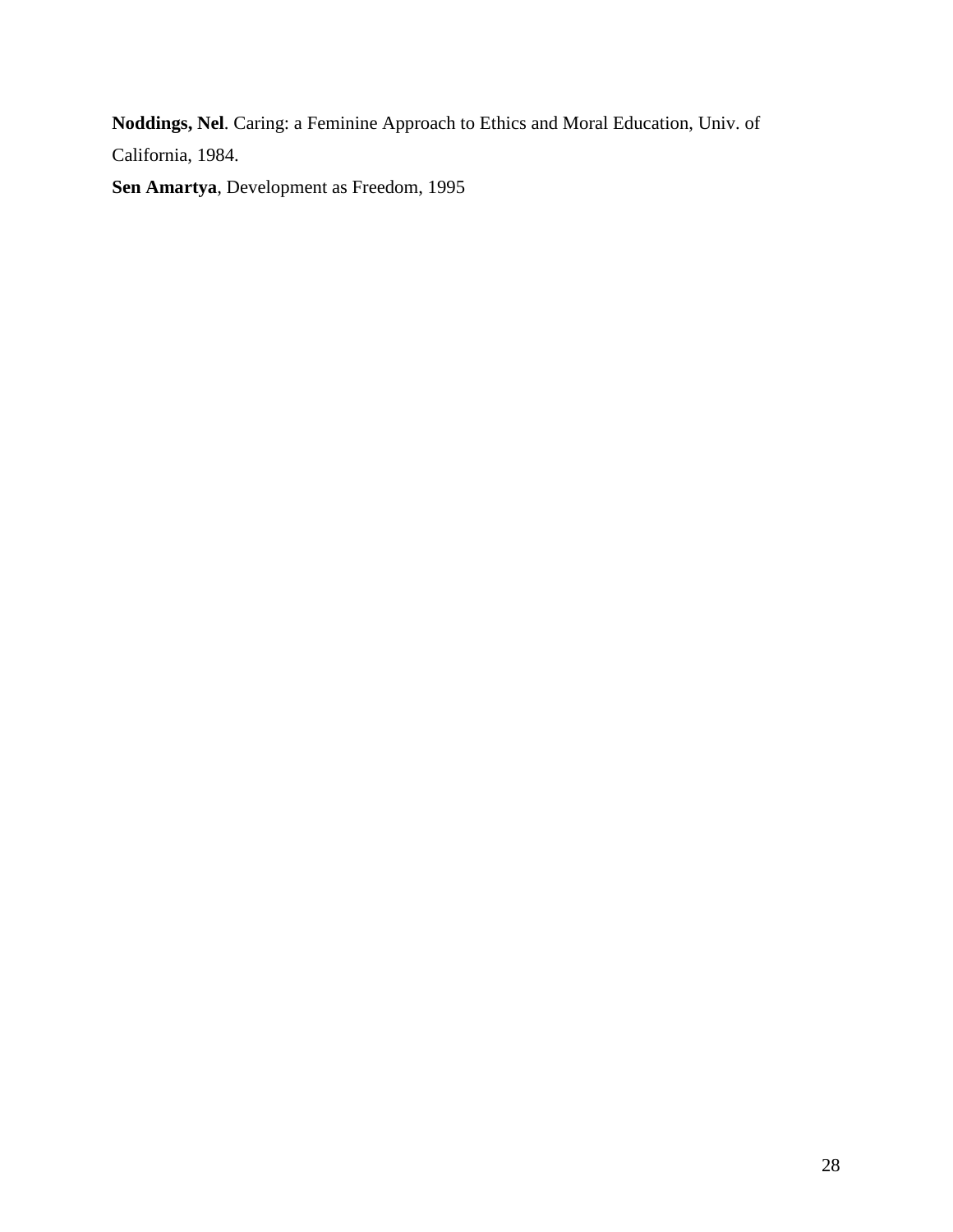**Noddings, Nel**. Caring: a Feminine Approach to Ethics and Moral Education, Univ. of California, 1984.

**Sen Amartya**, Development as Freedom, 1995